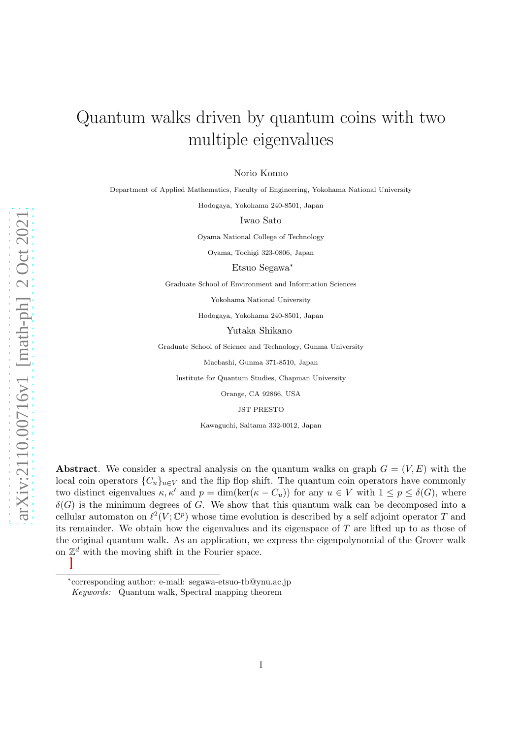# Quantum walks driven by quantum coins with two multiple eigenvalues

Norio Konno

Department of Applied Mathematics, Faculty of Engineering, Yokohama National University

Hodogaya, Yokohama 240-8501, Japan

Iwao Sato

Oyama National College of Technology

Oyama, Tochigi 323-0806, Japan

Etsuo Segawa*

Graduate School of Environment and Information Sciences

Yokohama National University

Hodogaya, Yokohama 240-8501, Japan

Yutaka Shikano

Graduate School of Science and Technology, Gunma University

Maebashi, Gunma 371-8510, Japan

Institute for Quantum Studies, Chapman University

Orange, CA 92866, USA

JST PRESTO

Kawaguchi, Saitama 332-0012, Japan

**Abstract**. We consider a spectral analysis on the quantum walks on graph $G = (V, E)$ with the local coin operators $\{C_u\}_{u\in V}$ and the flip flop shift. The quantum coin operators have commonly two distinct eigenvalues $\kappa, \kappa'$ and $p = \dim(\ker(\kappa - C_u))$ for any $u \in V$ with $1 \leq p \leq \delta(G)$, where $\delta(G)$ is the minimum degrees of $G$. We show that this quantum walk can be decomposed into a cellular automaton on $\ell^2(V; \mathbb{C}^p)$ whose time evolution is described by a self adjoint operator $T$ and its remainder. We obtain how the eigenvalues and its eigenspace of $T$ are lifted up to as those of the original quantum walk. As an application, we express the eigenpolynomial of the Grover walk on $\mathbb{Z}^d$ with the moving shift in the Fourier space.

---

*corresponding author: e-mail: segawa-etsuo-tb@ynu.ac.jp

*Keywords:* Quantum walk, Spectral mapping theorem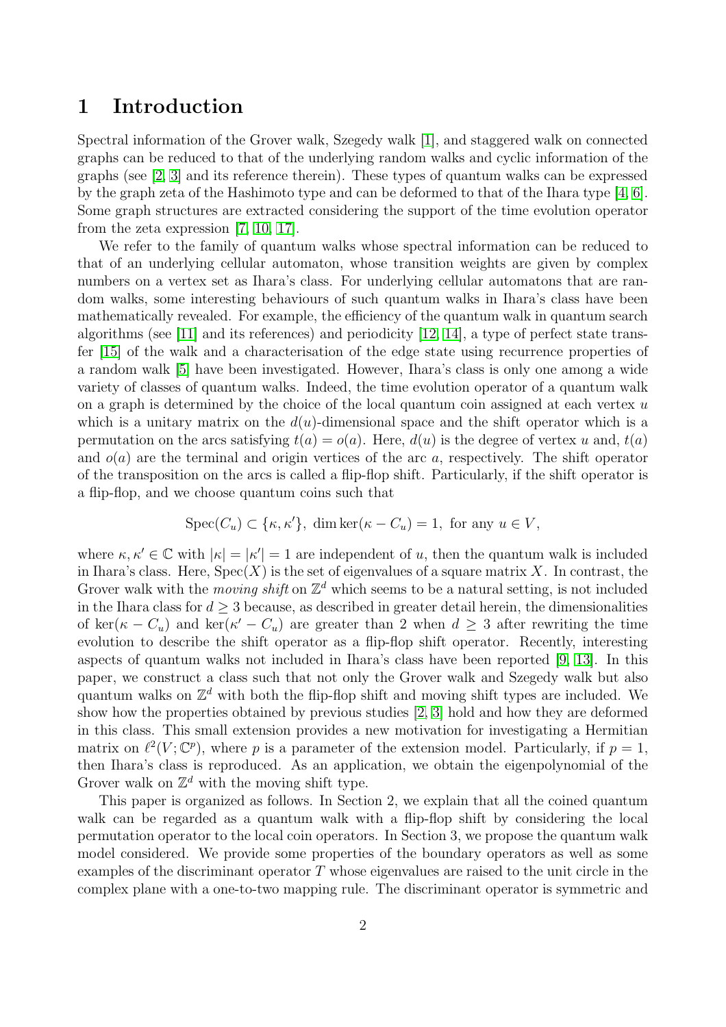# 1 Introduction

Spectral information of the Grover walk, Szegedy walk [1], and staggered walk on connected graphs can be reduced to that of the underlying random walks and cyclic information of the graphs (see [2, 3] and its reference therein). These types of quantum walks can be expressed by the graph zeta of the Hashimoto type and can be deformed to that of the Ihara type [4, 6]. Some graph structures are extracted considering the support of the time evolution operator from the zeta expression [7, 10, 17].

We refer to the family of quantum walks whose spectral information can be reduced to that of an underlying cellular automaton, whose transition weights are given by complex numbers on a vertex set as Ihara's class. For underlying cellular automatons that are random walks, some interesting behaviours of such quantum walks in Ihara's class have been mathematically revealed. For example, the efficiency of the quantum walk in quantum search algorithms (see [11] and its references) and periodicity [12, 14], a type of perfect state transfer [15] of the walk and a characterisation of the edge state using recurrence properties of a random walk [5] have been investigated. However, Ihara's class is only one among a wide variety of classes of quantum walks. Indeed, the time evolution operator of a quantum walk on a graph is determined by the choice of the local quantum coin assigned at each vertex $u$ which is a unitary matrix on the $d(u)$-dimensional space and the shift operator which is a permutation on the arcs satisfying $t(a) = o(a)$. Here, $d(u)$ is the degree of vertex $u$ and, $t(a)$ and $o(a)$ are the terminal and origin vertices of the arc $a$, respectively. The shift operator of the transposition on the arcs is called a flip-flop shift. Particularly, if the shift operator is a flip-flop, and we choose quantum coins such that

$$\mathrm{Spec}(C_u) \subset \{\kappa, \kappa'\},\ \dim\ker(\kappa - C_u) = 1,\ \text{for any } u \in V,$$

where $\kappa, \kappa' \in \mathbb{C}$ with $|\kappa| = |\kappa'| = 1$ are independent of $u$, then the quantum walk is included in Ihara's class. Here, $\mathrm{Spec}(X)$ is the set of eigenvalues of a square matrix $X$. In contrast, the Grover walk with the *moving shift* on $\mathbb{Z}^d$ which seems to be a natural setting, is not included in the Ihara class for $d \geq 3$ because, as described in greater detail herein, the dimensionalities of $\ker(\kappa - C_u)$ and $\ker(\kappa' - C_u)$ are greater than 2 when $d \geq 3$ after rewriting the time evolution to describe the shift operator as a flip-flop shift operator. Recently, interesting aspects of quantum walks not included in Ihara's class have been reported [9, 13]. In this paper, we construct a class such that not only the Grover walk and Szegedy walk but also quantum walks on $\mathbb{Z}^d$ with both the flip-flop shift and moving shift types are included. We show how the properties obtained by previous studies [2, 3] hold and how they are deformed in this class. This small extension provides a new motivation for investigating a Hermitian matrix on $\ell^2(V; \mathbb{C}^p)$, where $p$ is a parameter of the extension model. Particularly, if $p = 1$, then Ihara's class is reproduced. As an application, we obtain the eigenpolynomial of the Grover walk on $\mathbb{Z}^d$ with the moving shift type.

This paper is organized as follows. In Section 2, we explain that all the coined quantum walk can be regarded as a quantum walk with a flip-flop shift by considering the local permutation operator to the local coin operators. In Section 3, we propose the quantum walk model considered. We provide some properties of the boundary operators as well as some examples of the discriminant operator $T$ whose eigenvalues are raised to the unit circle in the complex plane with a one-to-two mapping rule. The discriminant operator is symmetric and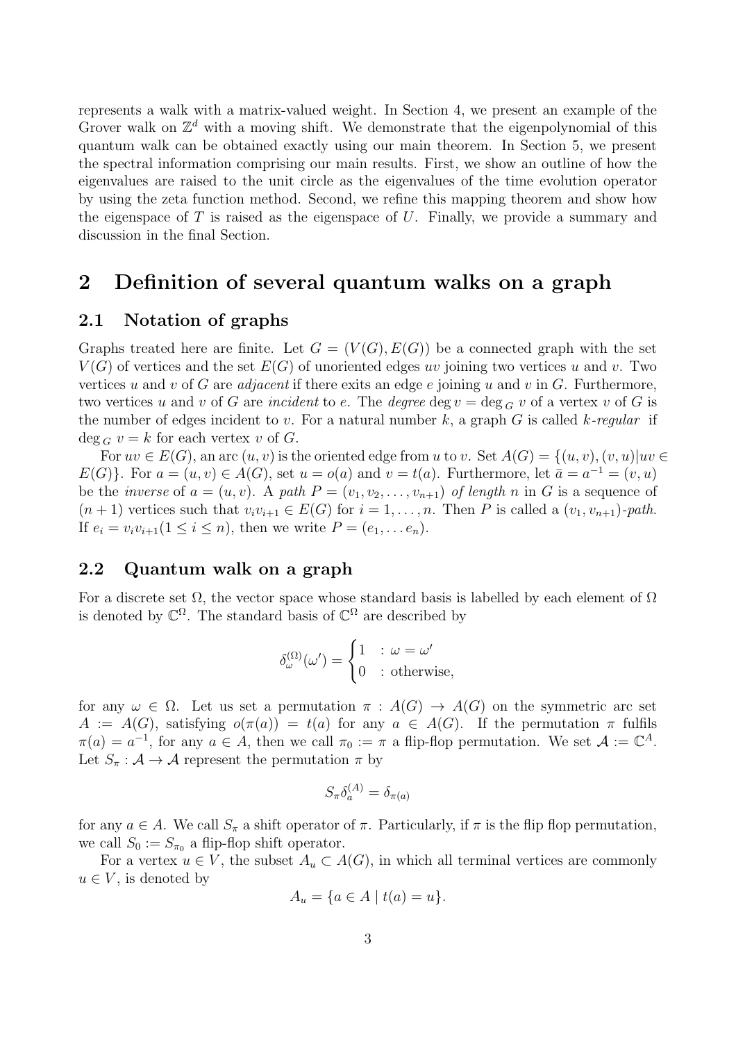represents a walk with a matrix-valued weight. In Section 4, we present an example of the Grover walk on $\mathbb{Z}^d$ with a moving shift. We demonstrate that the eigenpolynomial of this quantum walk can be obtained exactly using our main theorem. In Section 5, we present the spectral information comprising our main results. First, we show an outline of how the eigenvalues are raised to the unit circle as the eigenvalues of the time evolution operator by using the zeta function method. Second, we refine this mapping theorem and show how the eigenspace of $T$ is raised as the eigenspace of $U$. Finally, we provide a summary and discussion in the final Section.

## 2 Definition of several quantum walks on a graph

### 2.1 Notation of graphs

Graphs treated here are finite. Let $G = (V(G), E(G))$ be a connected graph with the set $V(G)$ of vertices and the set $E(G)$ of unoriented edges $uv$ joining two vertices $u$ and $v$. Two vertices $u$ and $v$ of $G$ are *adjacent* if there exits an edge $e$ joining $u$ and $v$ in $G$. Furthermore, two vertices $u$ and $v$ of $G$ are *incident* to $e$. The *degree* $\deg v = \deg_G v$ of a vertex $v$ of $G$ is the number of edges incident to $v$. For a natural number $k$, a graph $G$ is called *k-regular* if $\deg_G v = k$ for each vertex $v$ of $G$.

For $uv \in E(G)$, an arc $(u, v)$ is the oriented edge from $u$ to $v$. Set $A(G) = \{(u, v), (v, u) | uv \in E(G)\}$. For $a = (u, v) \in A(G)$, set $u = o(a)$ and $v = t(a)$. Furthermore, let $\bar{a} = a^{-1} = (v, u)$ be the *inverse* of $a = (u, v)$. A *path* $P = (v_1, v_2, \dots, v_{n+1})$ *of length* $n$ in $G$ is a sequence of $(n+1)$ vertices such that $v_i v_{i+1} \in E(G)$ for $i = 1, \dots, n$. Then $P$ is called a $(v_1, v_{n+1})$*-path*. If $e_i = v_i v_{i+1} (1 \leq i \leq n)$, then we write $P = (e_1, \dots e_n)$.

### 2.2 Quantum walk on a graph

For a discrete set $\Omega$, the vector space whose standard basis is labelled by each element of $\Omega$ is denoted by $\mathbb{C}^\Omega$. The standard basis of $\mathbb{C}^\Omega$ are described by

$$\delta_\omega^{(\Omega)}(\omega') = \begin{cases} 1 & : \omega = \omega' \\ 0 & : \text{otherwise,} \end{cases}$$

for any $\omega \in \Omega$. Let us set a permutation $\pi : A(G) \to A(G)$ on the symmetric arc set $A := A(G)$, satisfying $o(\pi(a)) = t(a)$ for any $a \in A(G)$. If the permutation $\pi$ fulfils $\pi(a) = a^{-1}$, for any $a \in A$, then we call $\pi_0 := \pi$ a flip-flop permutation. We set $\mathcal{A} := \mathbb{C}^A$. Let $S_\pi : \mathcal{A} \to \mathcal{A}$ represent the permutation $\pi$ by

$$S_\pi \delta_a^{(A)} = \delta_{\pi(a)}$$

for any $a \in A$. We call $S_\pi$ a shift operator of $\pi$. Particularly, if $\pi$ is the flip flop permutation, we call $S_0 := S_{\pi_0}$ a flip-flop shift operator.

For a vertex $u \in V$, the subset $A_u \subset A(G)$, in which all terminal vertices are commonly $u \in V$, is denoted by

$$A_u = \{a \in A \mid t(a) = u\}.$$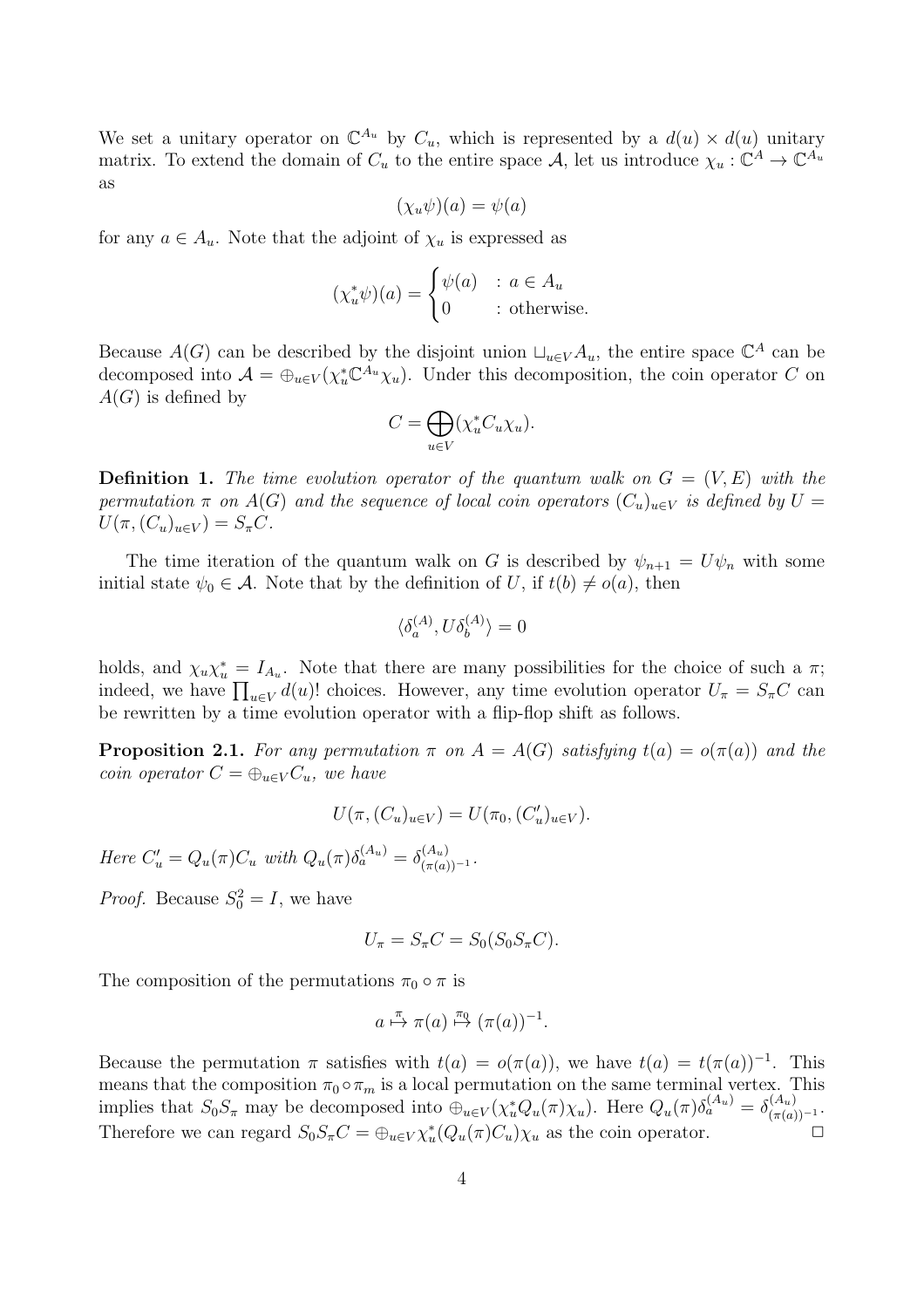We set a unitary operator on $\mathbb{C}^{A_u}$ by $C_u$, which is represented by a $d(u) \times d(u)$ unitary matrix. To extend the domain of $C_u$ to the entire space $\mathcal{A}$, let us introduce $\chi_u : \mathbb{C}^A \to \mathbb{C}^{A_u}$ as

$$(\chi_u \psi)(a) = \psi(a)$$

for any $a \in A_u$. Note that the adjoint of $\chi_u$ is expressed as

$$(\chi_u^* \psi)(a) = \begin{cases} \psi(a) & : a \in A_u \\ 0 & : \text{otherwise.} \end{cases}$$

Because $A(G)$ can be described by the disjoint union $\sqcup_{u \in V} A_u$, the entire space $\mathbb{C}^A$ can be decomposed into $\mathcal{A} = \oplus_{u \in V}(\chi_u^* \mathbb{C}^{A_u} \chi_u)$. Under this decomposition, the coin operator $C$ on $A(G)$ is defined by

$$C = \bigoplus_{u \in V} (\chi_u^* C_u \chi_u).$$

**Definition 1.** *The time evolution operator of the quantum walk on $G = (V, E)$ with the permutation $\pi$ on $A(G)$ and the sequence of local coin operators $(C_u)_{u \in V}$ is defined by $U = U(\pi, (C_u)_{u \in V}) = S_\pi C$.*

The time iteration of the quantum walk on $G$ is described by $\psi_{n+1} = U\psi_n$ with some initial state $\psi_0 \in \mathcal{A}$. Note that by the definition of $U$, if $t(b) \neq o(a)$, then

$$\langle \delta_a^{(A)}, U \delta_b^{(A)} \rangle = 0$$

holds, and $\chi_u \chi_u^* = I_{A_u}$. Note that there are many possibilities for the choice of such a $\pi$; indeed, we have $\prod_{u \in V} d(u)!$ choices. However, any time evolution operator $U_\pi = S_\pi C$ can be rewritten by a time evolution operator with a flip-flop shift as follows.

**Proposition 2.1.** *For any permutation $\pi$ on $A = A(G)$ satisfying $t(a) = o(\pi(a))$ and the coin operator $C = \oplus_{u \in V} C_u$, we have*

$$U(\pi, (C_u)_{u \in V}) = U(\pi_0, (C'_u)_{u \in V}).$$

*Here $C'_u = Q_u(\pi) C_u$ with $Q_u(\pi)\delta_a^{(A_u)} = \delta_{(\pi(a))^{-1}}^{(A_u)}$.*

*Proof.* Because $S_0^2 = I$, we have

$$U_\pi = S_\pi C = S_0(S_0 S_\pi C).$$

The composition of the permutations $\pi_0 \circ \pi$ is

$$a \overset{\pi}{\mapsto} \pi(a) \overset{\pi_0}{\mapsto} (\pi(a))^{-1}.$$

Because the permutation $\pi$ satisfies with $t(a) = o(\pi(a))$, we have $t(a) = t(\pi(a))^{-1}$. This means that the composition $\pi_0 \circ \pi_m$ is a local permutation on the same terminal vertex. This implies that $S_0 S_\pi$ may be decomposed into $\oplus_{u \in V}(\chi_u^* Q_u(\pi) \chi_u)$. Here $Q_u(\pi)\delta_a^{(A_u)} = \delta_{(\pi(a))^{-1}}^{(A_u)}$. Therefore we can regard $S_0 S_\pi C = \oplus_{u \in V} \chi_u^* (Q_u(\pi) C_u) \chi_u$ as the coin operator. $\square$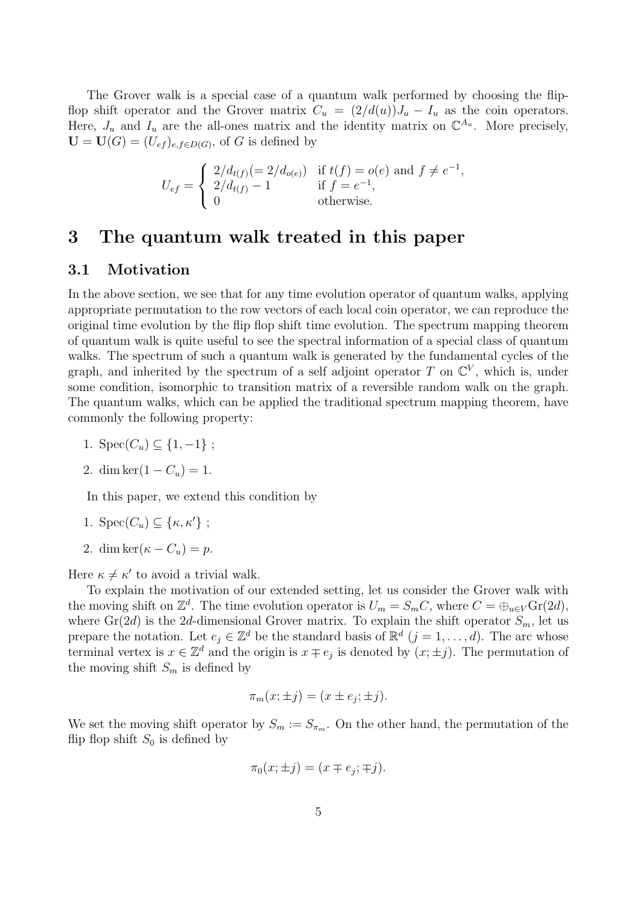The Grover walk is a special case of a quantum walk performed by choosing the flip-flop shift operator and the Grover matrix $C_u = (2/d(u))J_u - I_u$ as the coin operators. Here, $J_u$ and $I_u$ are the all-ones matrix and the identity matrix on $\mathbb{C}^{A_u}$. More precisely, $\mathbf{U} = \mathbf{U}(G) = (U_{ef})_{e,f \in D(G)}$, of $G$ is defined by

$$U_{ef} = \begin{cases} 2/d_{t(f)} (= 2/d_{o(e)}) & \text{if } t(f) = o(e) \text{ and } f \neq e^{-1}, \\ 2/d_{t(f)} - 1 & \text{if } f = e^{-1}, \\ 0 & \text{otherwise.} \end{cases}$$

# 3 The quantum walk treated in this paper

## 3.1 Motivation

In the above section, we see that for any time evolution operator of quantum walks, applying appropriate permutation to the row vectors of each local coin operator, we can reproduce the original time evolution by the flip flop shift time evolution. The spectrum mapping theorem of quantum walk is quite useful to see the spectral information of a special class of quantum walks. The spectrum of such a quantum walk is generated by the fundamental cycles of the graph, and inherited by the spectrum of a self adjoint operator $T$ on $\mathbb{C}^V$, which is, under some condition, isomorphic to transition matrix of a reversible random walk on the graph. The quantum walks, which can be applied the traditional spectrum mapping theorem, have commonly the following property:

1. $\mathrm{Spec}(C_u) \subseteq \{1, -1\}$ ;
2. $\dim \ker(1 - C_u) = 1$.

In this paper, we extend this condition by

1. $\mathrm{Spec}(C_u) \subseteq \{\kappa, \kappa'\}$ ;
2. $\dim \ker(\kappa - C_u) = p$.

Here $\kappa \neq \kappa'$ to avoid a trivial walk.

To explain the motivation of our extended setting, let us consider the Grover walk with the moving shift on $\mathbb{Z}^d$. The time evolution operator is $U_m = S_m C$, where $C = \oplus_{u \in V} \mathrm{Gr}(2d)$, where $\mathrm{Gr}(2d)$ is the $2d$-dimensional Grover matrix. To explain the shift operator $S_m$, let us prepare the notation. Let $e_j \in \mathbb{Z}^d$ be the standard basis of $\mathbb{R}^d$ $(j = 1, \dots, d)$. The arc whose terminal vertex is $x \in \mathbb{Z}^d$ and the origin is $x \mp e_j$ is denoted by $(x; \pm j)$. The permutation of the moving shift $S_m$ is defined by

$$\pi_m(x; \pm j) = (x \pm e_j; \pm j).$$

We set the moving shift operator by $S_m := S_{\pi_m}$. On the other hand, the permutation of the flip flop shift $S_0$ is defined by

$$\pi_0(x; \pm j) = (x \mp e_j; \mp j).$$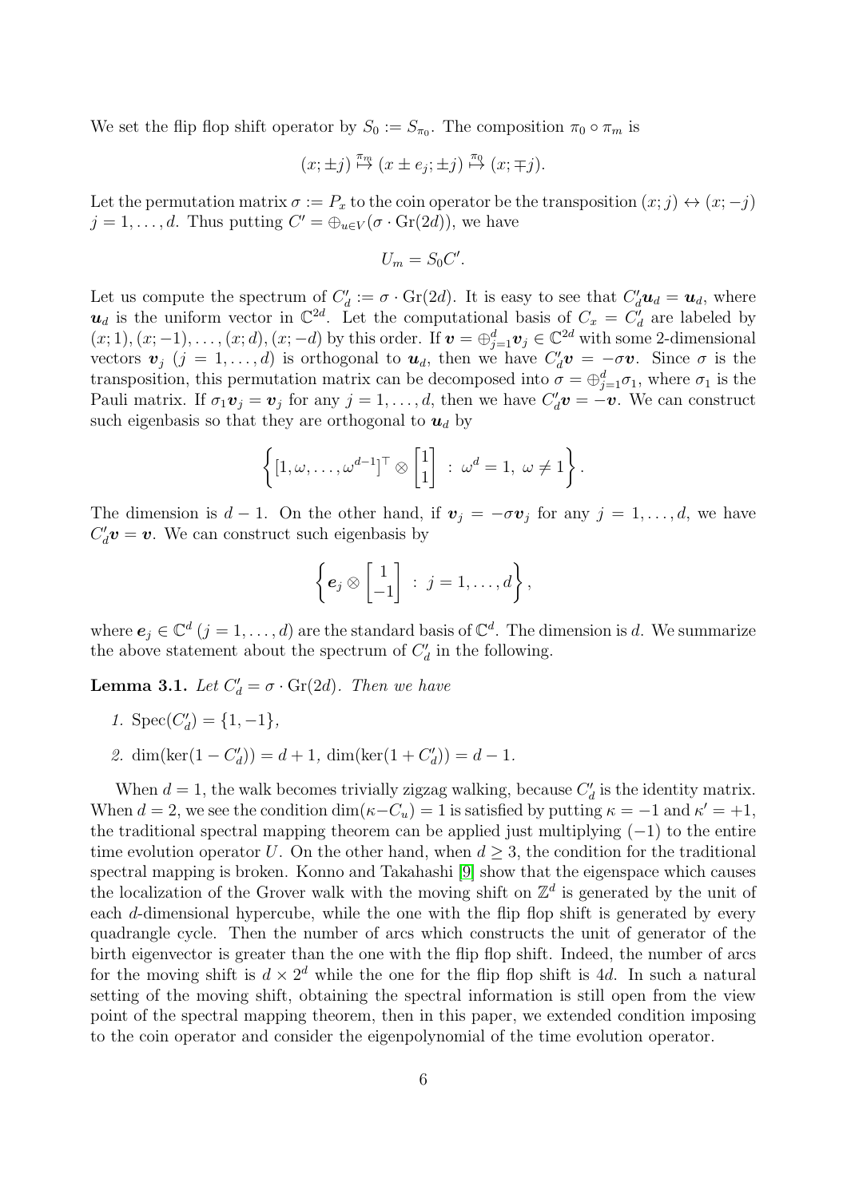We set the flip flop shift operator by $S_0 := S_{\pi_0}$. The composition $\pi_0 \circ \pi_m$ is

$$(x; \pm j) \overset{\pi_m}{\mapsto} (x \pm e_j; \pm j) \overset{\pi_0}{\mapsto} (x; \mp j).$$

Let the permutation matrix $\sigma := P_x$ to the coin operator be the transposition $(x; j) \leftrightarrow (x; -j)$ $j = 1, \dots, d$. Thus putting $C' = \oplus_{u \in V}(\sigma \cdot \mathrm{Gr}(2d))$, we have

$$U_m = S_0 C'.$$

Let us compute the spectrum of $C'_d := \sigma \cdot \mathrm{Gr}(2d)$. It is easy to see that $C'_d \boldsymbol{u}_d = \boldsymbol{u}_d$, where $\boldsymbol{u}_d$ is the uniform vector in $\mathbb{C}^{2d}$. Let the computational basis of $C_x = C'_d$ are labeled by $(x; 1), (x; -1), \dots, (x; d), (x; -d)$ by this order. If $\boldsymbol{v} = \oplus_{j=1}^{d} \boldsymbol{v}_j \in \mathbb{C}^{2d}$ with some 2-dimensional vectors $\boldsymbol{v}_j$ ($j = 1, \dots, d$) is orthogonal to $\boldsymbol{u}_d$, then we have $C'_d \boldsymbol{v} = -\sigma \boldsymbol{v}$. Since $\sigma$ is the transposition, this permutation matrix can be decomposed into $\sigma = \oplus_{j=1}^{d} \sigma_1$, where $\sigma_1$ is the Pauli matrix. If $\sigma_1 \boldsymbol{v}_j = \boldsymbol{v}_j$ for any $j = 1, \dots, d$, then we have $C'_d \boldsymbol{v} = -\boldsymbol{v}$. We can construct such eigenbasis so that they are orthogonal to $\boldsymbol{u}_d$ by

$$\left\{ [1, \omega, \dots, \omega^{d-1}]^\top \otimes \begin{bmatrix} 1 \\ 1 \end{bmatrix} \ : \ \omega^d = 1, \ \omega \neq 1 \right\}.$$

The dimension is $d - 1$. On the other hand, if $\boldsymbol{v}_j = -\sigma \boldsymbol{v}_j$ for any $j = 1, \dots, d$, we have $C'_d \boldsymbol{v} = \boldsymbol{v}$. We can construct such eigenbasis by

$$\left\{ \boldsymbol{e}_j \otimes \begin{bmatrix} 1 \\ -1 \end{bmatrix} \ : \ j = 1, \dots, d \right\},$$

where $\boldsymbol{e}_j \in \mathbb{C}^d$ ($j = 1, \dots, d$) are the standard basis of $\mathbb{C}^d$. The dimension is $d$. We summarize the above statement about the spectrum of $C'_d$ in the following.

**Lemma 3.1.** *Let $C'_d = \sigma \cdot \mathrm{Gr}(2d)$. Then we have*

1. $\mathrm{Spec}(C'_d) = \{1, -1\}$,
2. $\dim(\ker(1 - C'_d)) = d + 1$, $\dim(\ker(1 + C'_d)) = d - 1$.

When $d = 1$, the walk becomes trivially zigzag walking, because $C'_d$ is the identity matrix. When $d = 2$, we see the condition $\dim(\kappa - C_u) = 1$ is satisfied by putting $\kappa = -1$ and $\kappa' = +1$, the traditional spectral mapping theorem can be applied just multiplying $(-1)$ to the entire time evolution operator $U$. On the other hand, when $d \geq 3$, the condition for the traditional spectral mapping is broken. Konno and Takahashi [9] show that the eigenspace which causes the localization of the Grover walk with the moving shift on $\mathbb{Z}^d$ is generated by the unit of each $d$-dimensional hypercube, while the one with the flip flop shift is generated by every quadrangle cycle. Then the number of arcs which constructs the unit of generator of the birth eigenvector is greater than the one with the flip flop shift. Indeed, the number of arcs for the moving shift is $d \times 2^d$ while the one for the flip flop shift is $4d$. In such a natural setting of the moving shift, obtaining the spectral information is still open from the view point of the spectral mapping theorem, then in this paper, we extended condition imposing to the coin operator and consider the eigenpolynomial of the time evolution operator.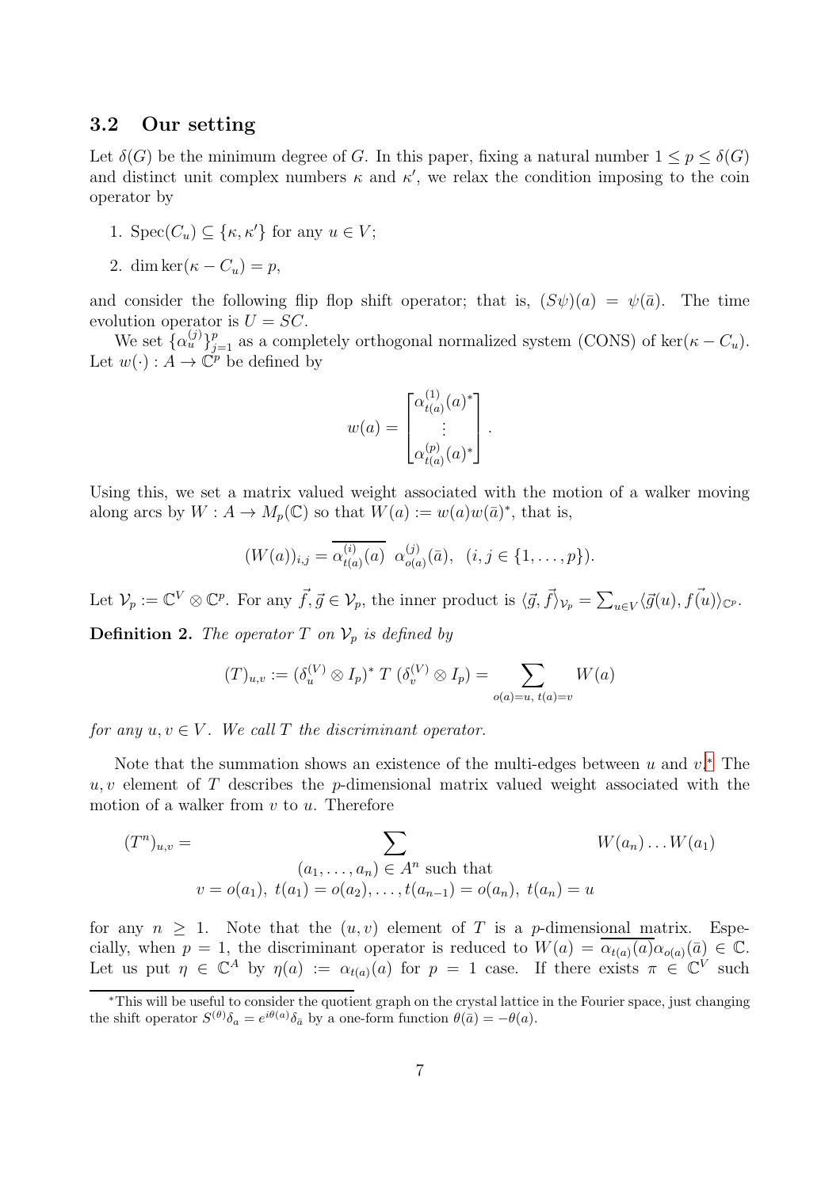### 3.2 Our setting

Let $\delta(G)$ be the minimum degree of $G$. In this paper, fixing a natural number $1 \leq p \leq \delta(G)$ and distinct unit complex numbers $\kappa$ and $\kappa'$, we relax the condition imposing to the coin operator by

1. $\mathrm{Spec}(C_u) \subseteq \{\kappa, \kappa'\}$ for any $u \in V$;
2. $\dim \ker(\kappa - C_u) = p$,

and consider the following flip flop shift operator; that is, $(S\psi)(a) = \psi(\bar{a})$. The time evolution operator is $U = SC$.

We set $\{\alpha_u^{(j)}\}_{j=1}^p$ as a completely orthogonal normalized system (CONS) of $\ker(\kappa - C_u)$. Let $w(\cdot) : A \to \mathbb{C}^p$ be defined by

$$w(a) = \begin{bmatrix} \alpha_{t(a)}^{(1)}(a)^* \\ \vdots \\ \alpha_{t(a)}^{(p)}(a)^* \end{bmatrix}.$$

Using this, we set a matrix valued weight associated with the motion of a walker moving along arcs by $W : A \to M_p(\mathbb{C})$ so that $W(a) := w(a)w(\bar{a})^*$, that is,

$$(W(a))_{i,j} = \overline{\alpha_{t(a)}^{(i)}(a)}\ \alpha_{o(a)}^{(j)}(\bar{a}), \ \ (i, j \in \{1, \dots, p\}).$$

Let $\mathcal{V}_p := \mathbb{C}^V \otimes \mathbb{C}^p$. For any $\vec{f}, \vec{g} \in \mathcal{V}_p$, the inner product is $\langle \vec{g}, \vec{f} \rangle_{\mathcal{V}_p} = \sum_{u \in V} \langle \vec{g}(u), \vec{f(u)} \rangle_{\mathbb{C}^p}$.

**Definition 2.** *The operator $T$ on $\mathcal{V}_p$ is defined by*

$$(T)_{u,v} := (\delta_u^{(V)} \otimes I_p)^*\ T\ (\delta_v^{(V)} \otimes I_p) = \sum_{o(a)=u,\ t(a)=v} W(a)$$

*for any $u, v \in V$. We call $T$ the discriminant operator.*

Note that the summation shows an existence of the multi-edges between $u$ and $v$.* The $u, v$ element of $T$ describes the $p$-dimensional matrix valued weight associated with the motion of a walker from $v$ to $u$. Therefore

$$(T^n)_{u,v} = \sum_{\substack{(a_1, \dots, a_n) \in A^n \text{ such that} \\ v = o(a_1),\ t(a_1) = o(a_2), \dots, t(a_{n-1}) = o(a_n),\ t(a_n) = u}} W(a_n) \dots W(a_1)$$

for any $n \geq 1$. Note that the $(u, v)$ element of $T$ is a $p$-dimensional matrix. Especially, when $p = 1$, the discriminant operator is reduced to $W(a) = \overline{\alpha_{t(a)}(a)} \alpha_{o(a)}(\bar{a}) \in \mathbb{C}$. Let us put $\eta \in \mathbb{C}^A$ by $\eta(a) := \alpha_{t(a)}(a)$ for $p = 1$ case. If there exists $\pi \in \mathbb{C}^V$ such

*This will be useful to consider the quotient graph on the crystal lattice in the Fourier space, just changing the shift operator $S^{(\theta)}\delta_a = e^{i\theta(a)}\delta_{\bar{a}}$ by a one-form function $\theta(\bar{a}) = -\theta(a)$.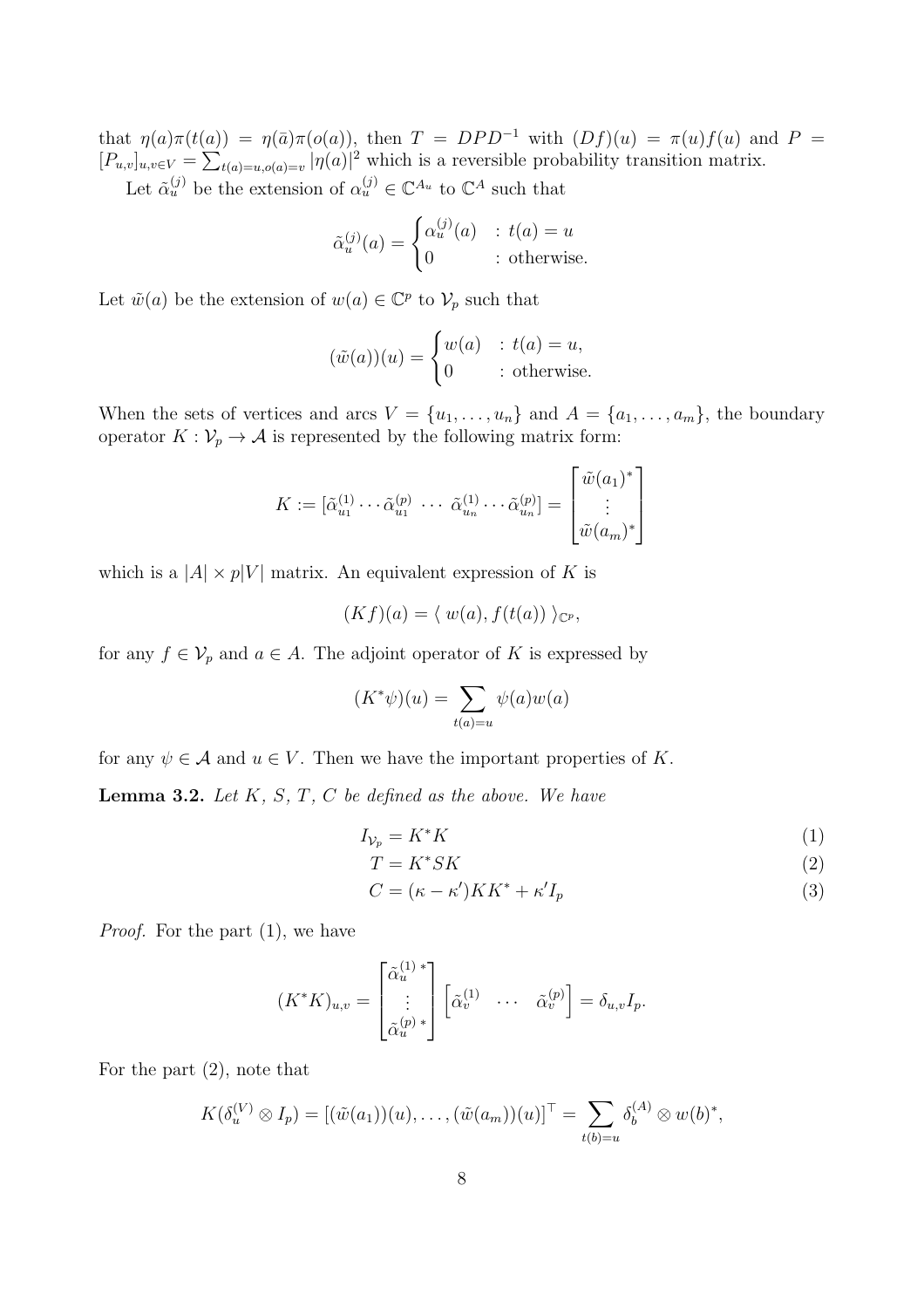that $\eta(a)\pi(t(a)) = \eta(\bar{a})\pi(o(a))$, then $T = DPD^{-1}$ with $(Df)(u) = \pi(u)f(u)$ and $P = [P_{u,v}]_{u,v\in V} = \sum_{t(a)=u,o(a)=v} |\eta(a)|^2$ which is a reversible probability transition matrix.

Let $\tilde{\alpha}_u^{(j)}$ be the extension of $\alpha_u^{(j)} \in \mathbb{C}^{A_u}$ to $\mathbb{C}^A$ such that

$$\tilde{\alpha}_u^{(j)}(a) = \begin{cases} \alpha_u^{(j)}(a) & : t(a) = u \\ 0 & : \text{otherwise.} \end{cases}$$

Let $\tilde{w}(a)$ be the extension of $w(a) \in \mathbb{C}^p$ to $\mathcal{V}_p$ such that

$$(\tilde{w}(a))(u) = \begin{cases} w(a) & : t(a) = u, \\ 0 & : \text{otherwise.} \end{cases}$$

When the sets of vertices and arcs $V = \{u_1, \dots, u_n\}$ and $A = \{a_1, \dots, a_m\}$, the boundary operator $K : \mathcal{V}_p \to \mathcal{A}$ is represented by the following matrix form:

$$K := [\tilde{\alpha}_{u_1}^{(1)} \cdots \tilde{\alpha}_{u_1}^{(p)} \ \cdots \ \tilde{\alpha}_{u_n}^{(1)} \cdots \tilde{\alpha}_{u_n}^{(p)}] = \begin{bmatrix} \tilde{w}(a_1)^* \\ \vdots \\ \tilde{w}(a_m)^* \end{bmatrix}$$

which is a $|A| \times p|V|$ matrix. An equivalent expression of $K$ is

$$(Kf)(a) = \langle\, w(a), f(t(a)) \,\rangle_{\mathbb{C}^p},$$

for any $f \in \mathcal{V}_p$ and $a \in A$. The adjoint operator of $K$ is expressed by

$$(K^*\psi)(u) = \sum_{t(a)=u} \psi(a)w(a)$$

for any $\psi \in \mathcal{A}$ and $u \in V$. Then we have the important properties of $K$.

**Lemma 3.2.** *Let $K$, $S$, $T$, $C$ be defined as the above. We have*

$$I_{\mathcal{V}_p} = K^*K \tag{1}$$

$$T = K^*SK \tag{2}$$

$$C = (\kappa - \kappa')KK^* + \kappa' I_p \tag{3}$$

*Proof.* For the part (1), we have

$$(K^*K)_{u,v} = \begin{bmatrix} \tilde{\alpha}_u^{(1)\,*} \\ \vdots \\ \tilde{\alpha}_u^{(p)\,*} \end{bmatrix} \begin{bmatrix} \tilde{\alpha}_v^{(1)} & \cdots & \tilde{\alpha}_v^{(p)} \end{bmatrix} = \delta_{u,v} I_p.$$

For the part (2), note that

$$K(\delta_u^{(V)} \otimes I_p) = [(\tilde{w}(a_1))(u), \dots, (\tilde{w}(a_m))(u)]^\top = \sum_{t(b)=u} \delta_b^{(A)} \otimes w(b)^*,$$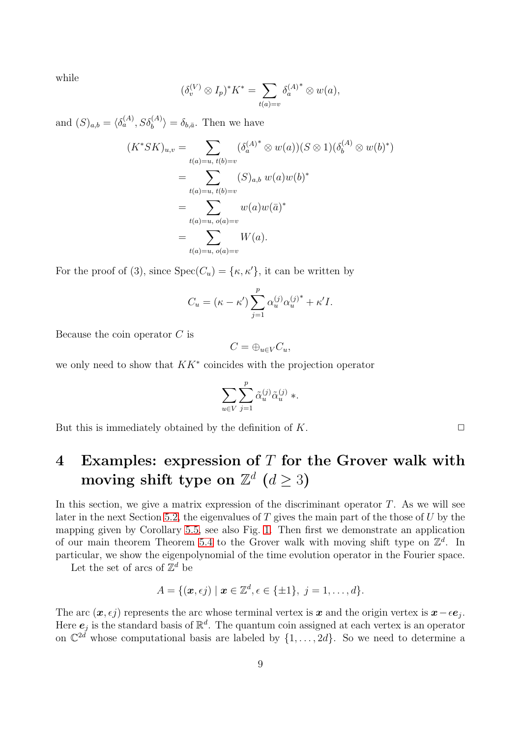while

$$(\delta_v^{(V)} \otimes I_p)^* K^* = \sum_{t(a)=v} \delta_a^{(A)^*} \otimes w(a),$$

and $(S)_{a,b} = \langle \delta_a^{(A)}, S\delta_b^{(A)} \rangle = \delta_{b,\bar{a}}$. Then we have

$$\begin{aligned}
(K^*SK)_{u,v} &= \sum_{t(a)=u,\ t(b)=v} (\delta_a^{(A)^*} \otimes w(a))(S \otimes 1)(\delta_b^{(A)} \otimes w(b)^*) \\
&= \sum_{t(a)=u,\ t(b)=v} (S)_{a,b}\, w(a)w(b)^* \\
&= \sum_{t(a)=u,\ o(a)=v} w(a)w(\bar{a})^* \\
&= \sum_{t(a)=u,\ o(a)=v} W(a).
\end{aligned}$$

For the proof of (3), since $\mathrm{Spec}(C_u) = \{\kappa, \kappa'\}$, it can be written by

$$C_u = (\kappa - \kappa') \sum_{j=1}^{p} \alpha_u^{(j)} \alpha_u^{(j)^*} + \kappa' I.$$

Because the coin operator $C$ is

$$C = \oplus_{u \in V} C_u,$$

we only need to show that $KK^*$ coincides with the projection operator

$$\sum_{u \in V} \sum_{j=1}^{p} \tilde{\alpha}_u^{(j)} \tilde{\alpha}_u^{(j)}\,{}^*.$$

But this is immediately obtained by the definition of $K$. □

# 4 Examples: expression of $T$ for the Grover walk with moving shift type on $\mathbb{Z}^d$ ($d \geq 3$)

In this section, we give a matrix expression of the discriminant operator $T$. As we will see later in the next Section 5.2, the eigenvalues of $T$ gives the main part of the those of $U$ by the mapping given by Corollary 5.5, see also Fig. 1. Then first we demonstrate an application of our main theorem Theorem 5.4 to the Grover walk with moving shift type on $\mathbb{Z}^d$. In particular, we show the eigenpolynomial of the time evolution operator in the Fourier space.

Let the set of arcs of $\mathbb{Z}^d$ be

$$A = \{(\boldsymbol{x}, \epsilon j) \mid \boldsymbol{x} \in \mathbb{Z}^d, \epsilon \in \{\pm 1\},\ j = 1, \dots, d\}.$$

The arc $(\boldsymbol{x}, \epsilon j)$ represents the arc whose terminal vertex is $\boldsymbol{x}$ and the origin vertex is $\boldsymbol{x} - \epsilon \boldsymbol{e}_j$. Here $\boldsymbol{e}_j$ is the standard basis of $\mathbb{R}^d$. The quantum coin assigned at each vertex is an operator on $\mathbb{C}^{2d}$ whose computational basis are labeled by $\{1, \dots, 2d\}$. So we need to determine a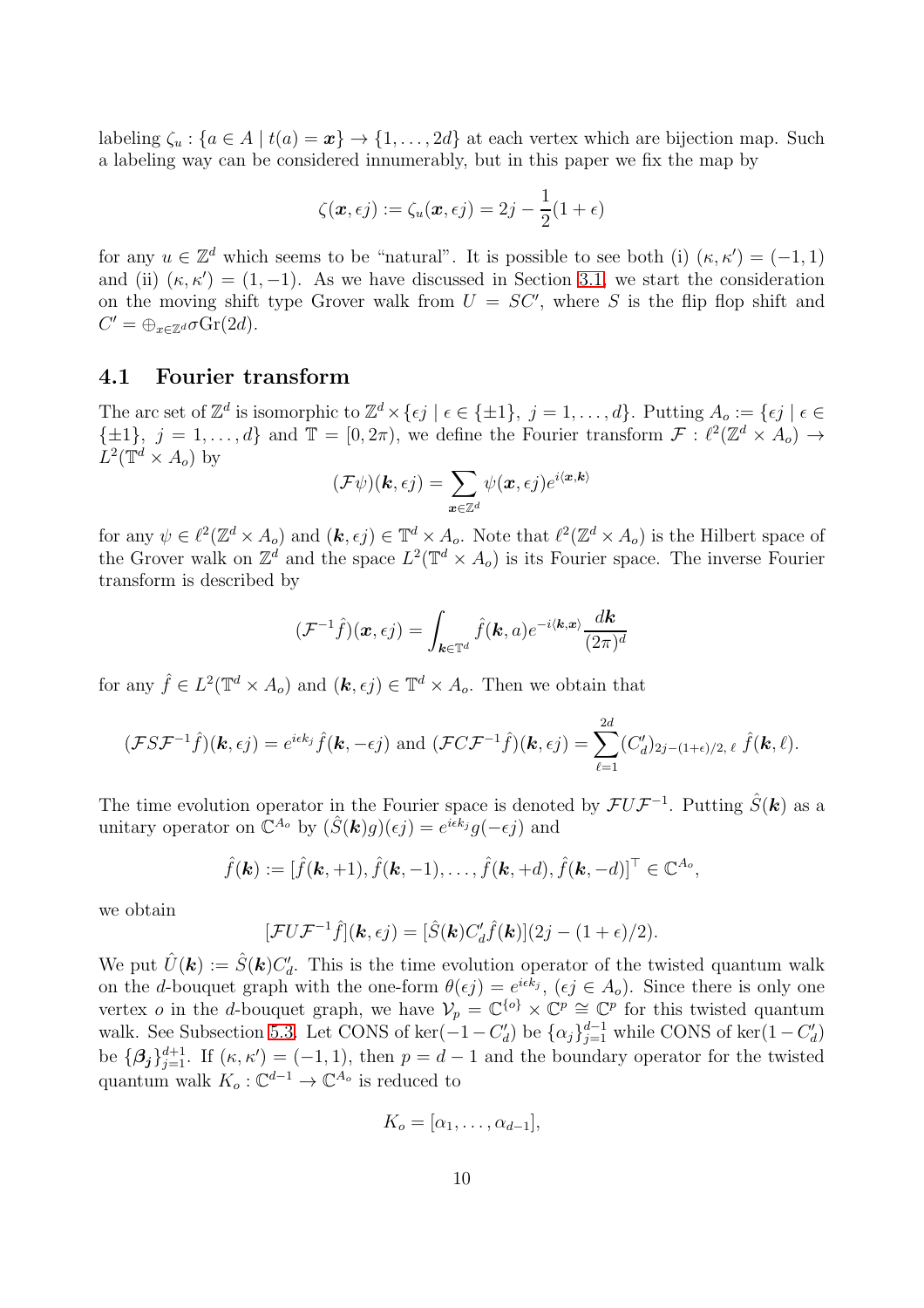labeling $\zeta_u : \{a \in A \mid t(a) = \boldsymbol{x}\} \to \{1, \dots, 2d\}$ at each vertex which are bijection map. Such a labeling way can be considered innumerably, but in this paper we fix the map by

$$\zeta(\boldsymbol{x}, \epsilon j) := \zeta_u(\boldsymbol{x}, \epsilon j) = 2j - \frac{1}{2}(1 + \epsilon)$$

for any $u \in \mathbb{Z}^d$ which seems to be "natural". It is possible to see both (i) $(\kappa, \kappa') = (-1, 1)$ and (ii) $(\kappa, \kappa') = (1, -1)$. As we have discussed in Section 3.1, we start the consideration on the moving shift type Grover walk from $U = SC'$, where $S$ is the flip flop shift and $C' = \oplus_{x \in \mathbb{Z}^d} \sigma \mathrm{Gr}(2d)$.

## 4.1 Fourier transform

The arc set of $\mathbb{Z}^d$ is isomorphic to $\mathbb{Z}^d \times \{\epsilon j \mid \epsilon \in \{\pm 1\},\ j = 1, \dots, d\}$. Putting $A_o := \{\epsilon j \mid \epsilon \in \{\pm 1\},\ j = 1, \dots, d\}$ and $\mathbb{T} = [0, 2\pi)$, we define the Fourier transform $\mathcal{F} : \ell^2(\mathbb{Z}^d \times A_o) \to L^2(\mathbb{T}^d \times A_o)$ by

$$(\mathcal{F}\psi)(\boldsymbol{k}, \epsilon j) = \sum_{\boldsymbol{x} \in \mathbb{Z}^d} \psi(\boldsymbol{x}, \epsilon j) e^{i\langle \boldsymbol{x}, \boldsymbol{k} \rangle}$$

for any $\psi \in \ell^2(\mathbb{Z}^d \times A_o)$ and $(\boldsymbol{k}, \epsilon j) \in \mathbb{T}^d \times A_o$. Note that $\ell^2(\mathbb{Z}^d \times A_o)$ is the Hilbert space of the Grover walk on $\mathbb{Z}^d$ and the space $L^2(\mathbb{T}^d \times A_o)$ is its Fourier space. The inverse Fourier transform is described by

$$(\mathcal{F}^{-1}\hat{f})(\boldsymbol{x}, \epsilon j) = \int_{\boldsymbol{k} \in \mathbb{T}^d} \hat{f}(\boldsymbol{k}, a) e^{-i\langle \boldsymbol{k}, \boldsymbol{x} \rangle} \frac{d\boldsymbol{k}}{(2\pi)^d}$$

for any $\hat{f} \in L^2(\mathbb{T}^d \times A_o)$ and $(\boldsymbol{k}, \epsilon j) \in \mathbb{T}^d \times A_o$. Then we obtain that

$$(\mathcal{F}S\mathcal{F}^{-1}\hat{f})(\boldsymbol{k}, \epsilon j) = e^{i\epsilon k_j} \hat{f}(\boldsymbol{k}, -\epsilon j) \text{ and } (\mathcal{F}C\mathcal{F}^{-1}\hat{f})(\boldsymbol{k}, \epsilon j) = \sum_{\ell=1}^{2d} (C'_d)_{2j-(1+\epsilon)/2,\ \ell}\ \hat{f}(\boldsymbol{k}, \ell).$$

The time evolution operator in the Fourier space is denoted by $\mathcal{F}U\mathcal{F}^{-1}$. Putting $\hat{S}(\boldsymbol{k})$ as a unitary operator on $\mathbb{C}^{A_o}$ by $(\hat{S}(\boldsymbol{k})g)(\epsilon j) = e^{i\epsilon k_j} g(-\epsilon j)$ and

$$\hat{f}(\boldsymbol{k}) := [\hat{f}(\boldsymbol{k}, +1), \hat{f}(\boldsymbol{k}, -1), \dots, \hat{f}(\boldsymbol{k}, +d), \hat{f}(\boldsymbol{k}, -d)]^\top \in \mathbb{C}^{A_o},$$

we obtain

$$[\mathcal{F}U\mathcal{F}^{-1}\hat{f}](\boldsymbol{k}, \epsilon j) = [\hat{S}(\boldsymbol{k})C'_d \hat{f}(\boldsymbol{k})](2j - (1 + \epsilon)/2).$$

We put $\hat{U}(\boldsymbol{k}) := \hat{S}(\boldsymbol{k})C'_d$. This is the time evolution operator of the twisted quantum walk on the $d$-bouquet graph with the one-form $\theta(\epsilon j) = e^{i\epsilon k_j}$, $(\epsilon j \in A_o)$. Since there is only one vertex $o$ in the $d$-bouquet graph, we have $\mathcal{V}_p = \mathbb{C}^{\{o\}} \times \mathbb{C}^p \cong \mathbb{C}^p$ for this twisted quantum walk. See Subsection 5.3. Let CONS of $\ker(-1 - C'_d)$ be $\{\alpha_j\}_{j=1}^{d-1}$ while CONS of $\ker(1 - C'_d)$ be $\{\boldsymbol{\beta_j}\}_{j=1}^{d+1}$. If $(\kappa, \kappa') = (-1, 1)$, then $p = d - 1$ and the boundary operator for the twisted quantum walk $K_o : \mathbb{C}^{d-1} \to \mathbb{C}^{A_o}$ is reduced to

$$K_o = [\alpha_1, \dots, \alpha_{d-1}],$$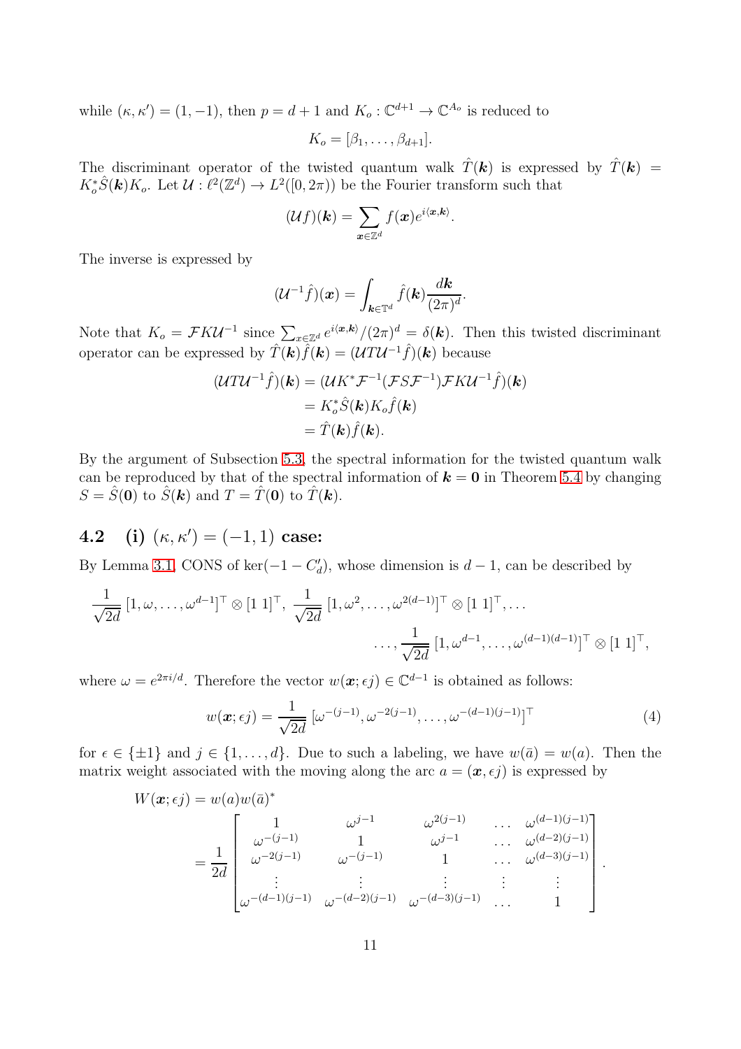while $(\kappa, \kappa') = (1, -1)$, then $p = d+1$ and $K_o : \mathbb{C}^{d+1} \to \mathbb{C}^{A_o}$ is reduced to

$$K_o = [\beta_1, \dots, \beta_{d+1}].$$

The discriminant operator of the twisted quantum walk $\hat{T}(\boldsymbol{k})$ is expressed by $\hat{T}(\boldsymbol{k}) = K_o^* \hat{S}(\boldsymbol{k}) K_o$. Let $\mathcal{U} : \ell^2(\mathbb{Z}^d) \to L^2([0, 2\pi))$ be the Fourier transform such that

$$(\mathcal{U}f)(\boldsymbol{k}) = \sum_{\boldsymbol{x} \in \mathbb{Z}^d} f(\boldsymbol{x}) e^{i\langle \boldsymbol{x}, \boldsymbol{k} \rangle}.$$

The inverse is expressed by

$$(\mathcal{U}^{-1}\hat{f})(\boldsymbol{x}) = \int_{\boldsymbol{k} \in \mathbb{T}^d} \hat{f}(\boldsymbol{k}) \frac{d\boldsymbol{k}}{(2\pi)^d}.$$

Note that $K_o = \mathcal{F} K \mathcal{U}^{-1}$ since $\sum_{x \in \mathbb{Z}^d} e^{i\langle \boldsymbol{x}, \boldsymbol{k} \rangle}/(2\pi)^d = \delta(\boldsymbol{k})$. Then this twisted discriminant operator can be expressed by $\hat{T}(\boldsymbol{k})\hat{f}(\boldsymbol{k}) = (\mathcal{U} T \mathcal{U}^{-1} \hat{f})(\boldsymbol{k})$ because

$$\begin{aligned}
(\mathcal{U} T \mathcal{U}^{-1} \hat{f})(\boldsymbol{k}) &= (\mathcal{U} K^* \mathcal{F}^{-1} (\mathcal{F} S \mathcal{F}^{-1}) \mathcal{F} K \mathcal{U}^{-1} \hat{f})(\boldsymbol{k}) \\
&= K_o^* \hat{S}(\boldsymbol{k}) K_o \hat{f}(\boldsymbol{k}) \\
&= \hat{T}(\boldsymbol{k}) \hat{f}(\boldsymbol{k}).
\end{aligned}$$

By the argument of Subsection 5.3, the spectral information for the twisted quantum walk can be reproduced by that of the spectral information of $\boldsymbol{k} = \boldsymbol{0}$ in Theorem 5.4 by changing $S = \hat{S}(\boldsymbol{0})$ to $\hat{S}(\boldsymbol{k})$ and $T = \hat{T}(\boldsymbol{0})$ to $\hat{T}(\boldsymbol{k})$.

## 4.2 (i) $(\kappa, \kappa') = (-1, 1)$ case:

By Lemma 3.1, CONS of $\ker(-1 - C_d')$, whose dimension is $d-1$, can be described by

$$\frac{1}{\sqrt{2d}} [1, \omega, \dots, \omega^{d-1}]^\top \otimes [1\ 1]^\top, \ \frac{1}{\sqrt{2d}} [1, \omega^2, \dots, \omega^{2(d-1)}]^\top \otimes [1\ 1]^\top, \dots$$
$$\dots, \frac{1}{\sqrt{2d}} [1, \omega^{d-1}, \dots, \omega^{(d-1)(d-1)}]^\top \otimes [1\ 1]^\top,$$

where $\omega = e^{2\pi i/d}$. Therefore the vector $w(\boldsymbol{x}; \epsilon j) \in \mathbb{C}^{d-1}$ is obtained as follows:

$$w(\boldsymbol{x}; \epsilon j) = \frac{1}{\sqrt{2d}} [\omega^{-(j-1)}, \omega^{-2(j-1)}, \dots, \omega^{-(d-1)(j-1)}]^\top \tag{4}$$

for $\epsilon \in \{\pm 1\}$ and $j \in \{1, \dots, d\}$. Due to such a labeling, we have $w(\bar{a}) = w(a)$. Then the matrix weight associated with the moving along the arc $a = (\boldsymbol{x}, \epsilon j)$ is expressed by

$$\begin{aligned}
W(\boldsymbol{x}; \epsilon j) &= w(a) w(\bar{a})^* \\
&= \frac{1}{2d} \begin{bmatrix}
1 & \omega^{j-1} & \omega^{2(j-1)} & \dots & \omega^{(d-1)(j-1)} \\
\omega^{-(j-1)} & 1 & \omega^{j-1} & \dots & \omega^{(d-2)(j-1)} \\
\omega^{-2(j-1)} & \omega^{-(j-1)} & 1 & \dots & \omega^{(d-3)(j-1)} \\
\vdots & \vdots & \vdots & \vdots & \vdots \\
\omega^{-(d-1)(j-1)} & \omega^{-(d-2)(j-1)} & \omega^{-(d-3)(j-1)} & \dots & 1
\end{bmatrix}.
\end{aligned}$$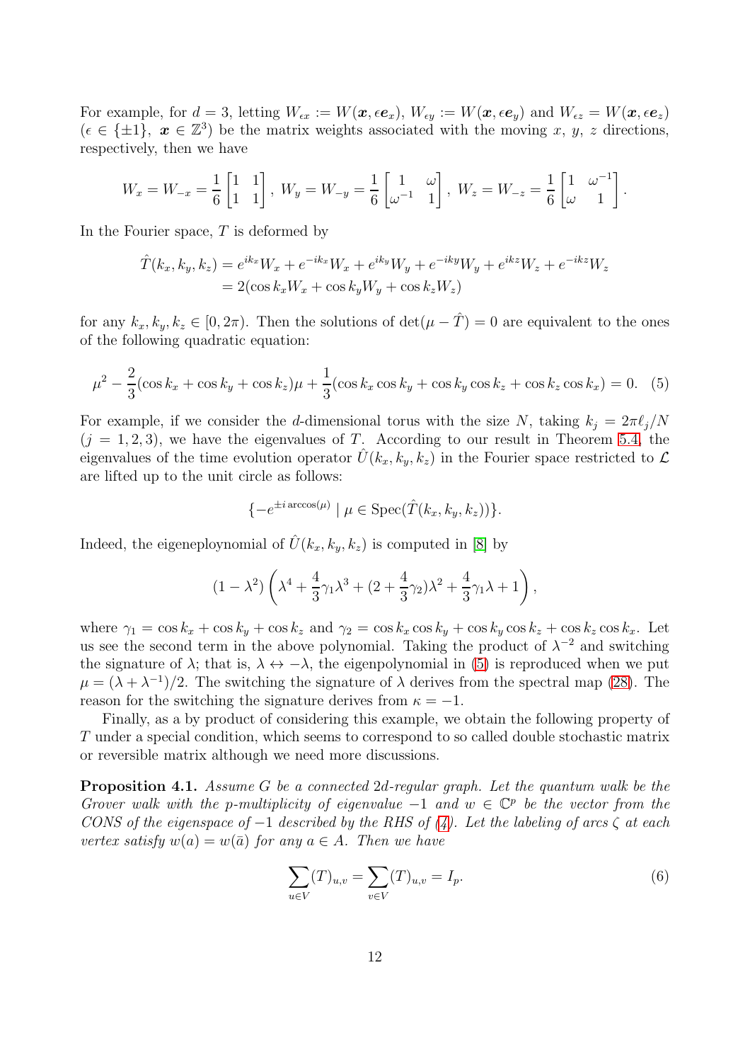For example, for $d = 3$, letting $W_{\epsilon x} := W(\boldsymbol{x}, \epsilon \boldsymbol{e}_x)$, $W_{\epsilon y} := W(\boldsymbol{x}, \epsilon \boldsymbol{e}_y)$ and $W_{\epsilon z} = W(\boldsymbol{x}, \epsilon \boldsymbol{e}_z)$ ($\epsilon \in \{\pm 1\}$, $\boldsymbol{x} \in \mathbb{Z}^3$) be the matrix weights associated with the moving $x$, $y$, $z$ directions, respectively, then we have

$$W_x = W_{-x} = \frac{1}{6}\begin{bmatrix} 1 & 1 \\ 1 & 1 \end{bmatrix},\ W_y = W_{-y} = \frac{1}{6}\begin{bmatrix} 1 & \omega \\ \omega^{-1} & 1 \end{bmatrix},\ W_z = W_{-z} = \frac{1}{6}\begin{bmatrix} 1 & \omega^{-1} \\ \omega & 1 \end{bmatrix}.$$

In the Fourier space, $T$ is deformed by

$$\begin{aligned}\hat{T}(k_x, k_y, k_z) &= e^{ik_x}W_x + e^{-ik_x}W_x + e^{ik_y}W_y + e^{-ik_y}W_y + e^{ikz}W_z + e^{-ikz}W_z \\ &= 2(\cos k_x W_x + \cos k_y W_y + \cos k_z W_z)\end{aligned}$$

for any $k_x, k_y, k_z \in [0, 2\pi)$. Then the solutions of $\det(\mu - \hat{T}) = 0$ are equivalent to the ones of the following quadratic equation:

$$\mu^2 - \frac{2}{3}(\cos k_x + \cos k_y + \cos k_z)\mu + \frac{1}{3}(\cos k_x \cos k_y + \cos k_y \cos k_z + \cos k_z \cos k_x) = 0. \quad (5)$$

For example, if we consider the $d$-dimensional torus with the size $N$, taking $k_j = 2\pi \ell_j / N$ ($j = 1, 2, 3$), we have the eigenvalues of $T$. According to our result in Theorem 5.4, the eigenvalues of the time evolution operator $\hat{U}(k_x, k_y, k_z)$ in the Fourier space restricted to $\mathcal{L}$ are lifted up to the unit circle as follows:

$$\{-e^{\pm i \arccos(\mu)} \mid \mu \in \mathrm{Spec}(\hat{T}(k_x, k_y, k_z))\}.$$

Indeed, the eigeneploynomial of $\hat{U}(k_x, k_y, k_z)$ is computed in [8] by

$$(1 - \lambda^2)\left(\lambda^4 + \frac{4}{3}\gamma_1 \lambda^3 + (2 + \frac{4}{3}\gamma_2)\lambda^2 + \frac{4}{3}\gamma_1 \lambda + 1\right),$$

where $\gamma_1 = \cos k_x + \cos k_y + \cos k_z$ and $\gamma_2 = \cos k_x \cos k_y + \cos k_y \cos k_z + \cos k_z \cos k_x$. Let us see the second term in the above polynomial. Taking the product of $\lambda^{-2}$ and switching the signature of $\lambda$; that is, $\lambda \leftrightarrow -\lambda$, the eigenpolynomial in (5) is reproduced when we put $\mu = (\lambda + \lambda^{-1})/2$. The switching the signature of $\lambda$ derives from the spectral map (28). The reason for the switching the signature derives from $\kappa = -1$.

Finally, as a by product of considering this example, we obtain the following property of $T$ under a special condition, which seems to correspond to so called double stochastic matrix or reversible matrix although we need more discussions.

**Proposition 4.1.** *Assume $G$ be a connected $2d$-regular graph. Let the quantum walk be the Grover walk with the $p$-multiplicity of eigenvalue $-1$ and $w \in \mathbb{C}^p$ be the vector from the CONS of the eigenspace of $-1$ described by the RHS of (4). Let the labeling of arcs $\zeta$ at each vertex satisfy $w(a) = w(\bar{a})$ for any $a \in A$. Then we have*

$$\sum_{u \in V} (T)_{u,v} = \sum_{v \in V} (T)_{u,v} = I_p. \quad (6)$$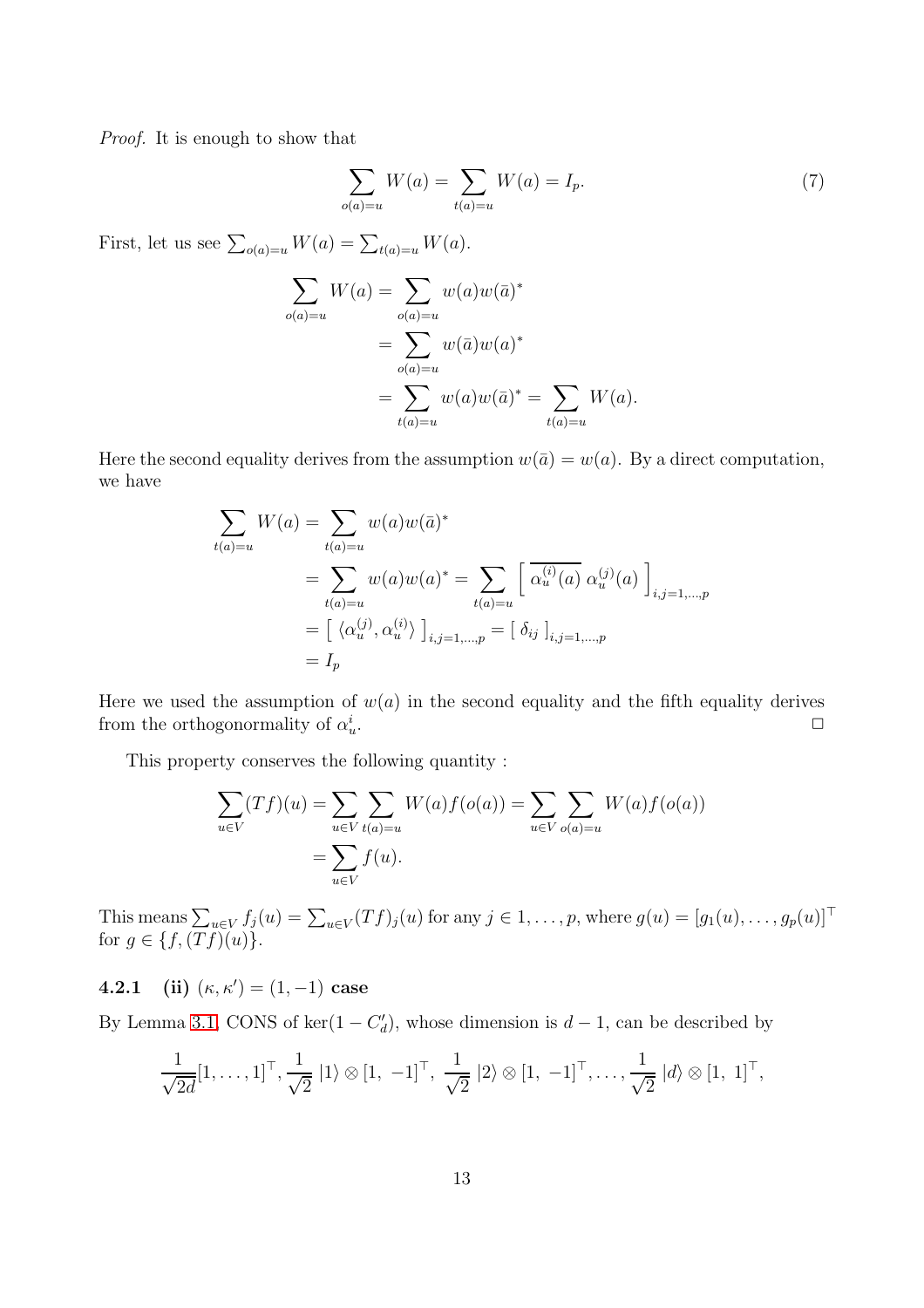*Proof.* It is enough to show that

$$\sum_{o(a)=u} W(a) = \sum_{t(a)=u} W(a) = I_p. \tag{7}$$

First, let us see $\sum_{o(a)=u} W(a) = \sum_{t(a)=u} W(a)$.

$$\begin{aligned}
\sum_{o(a)=u} W(a) &= \sum_{o(a)=u} w(a)w(\bar{a})^* \\
&= \sum_{o(a)=u} w(\bar{a})w(a)^* \\
&= \sum_{t(a)=u} w(a)w(\bar{a})^* = \sum_{t(a)=u} W(a).
\end{aligned}$$

Here the second equality derives from the assumption $w(\bar{a}) = w(a)$. By a direct computation, we have

$$\begin{aligned}
\sum_{t(a)=u} W(a) &= \sum_{t(a)=u} w(a)w(\bar{a})^* \\
&= \sum_{t(a)=u} w(a)w(a)^* = \sum_{t(a)=u} \left[\ \overline{\alpha_u^{(i)}(a)}\ \alpha_u^{(j)}(a)\ \right]_{i,j=1,\dots,p} \\
&= \left[\ \langle \alpha_u^{(j)}, \alpha_u^{(i)} \rangle\ \right]_{i,j=1,\dots,p} = \left[\ \delta_{ij}\ \right]_{i,j=1,\dots,p} \\
&= I_p
\end{aligned}$$

Here we used the assumption of $w(a)$ in the second equality and the fifth equality derives from the orthogonormality of $\alpha_u^i$. □

This property conserves the following quantity :

$$\begin{aligned}
\sum_{u\in V}(Tf)(u) &= \sum_{u\in V}\sum_{t(a)=u} W(a)f(o(a)) = \sum_{u\in V}\sum_{o(a)=u} W(a)f(o(a)) \\
&= \sum_{u\in V} f(u).
\end{aligned}$$

This means $\sum_{u\in V} f_j(u) = \sum_{u\in V}(Tf)_j(u)$ for any $j \in 1,\dots,p$, where $g(u) = [g_1(u),\dots,g_p(u)]^\top$ for $g \in \{f, (Tf)(u)\}$.

### 4.2.1 (ii) $(\kappa, \kappa') = (1, -1)$ case

By Lemma 3.1, CONS of $\ker(1 - C'_d)$, whose dimension is $d-1$, can be described by

$$\frac{1}{\sqrt{2d}}[1,\dots,1]^\top, \frac{1}{\sqrt{2}}\ |1\rangle \otimes [1,\ -1]^\top,\ \frac{1}{\sqrt{2}}\ |2\rangle \otimes [1,\ -1]^\top, \dots, \frac{1}{\sqrt{2}}\ |d\rangle \otimes [1,\ 1]^\top,$$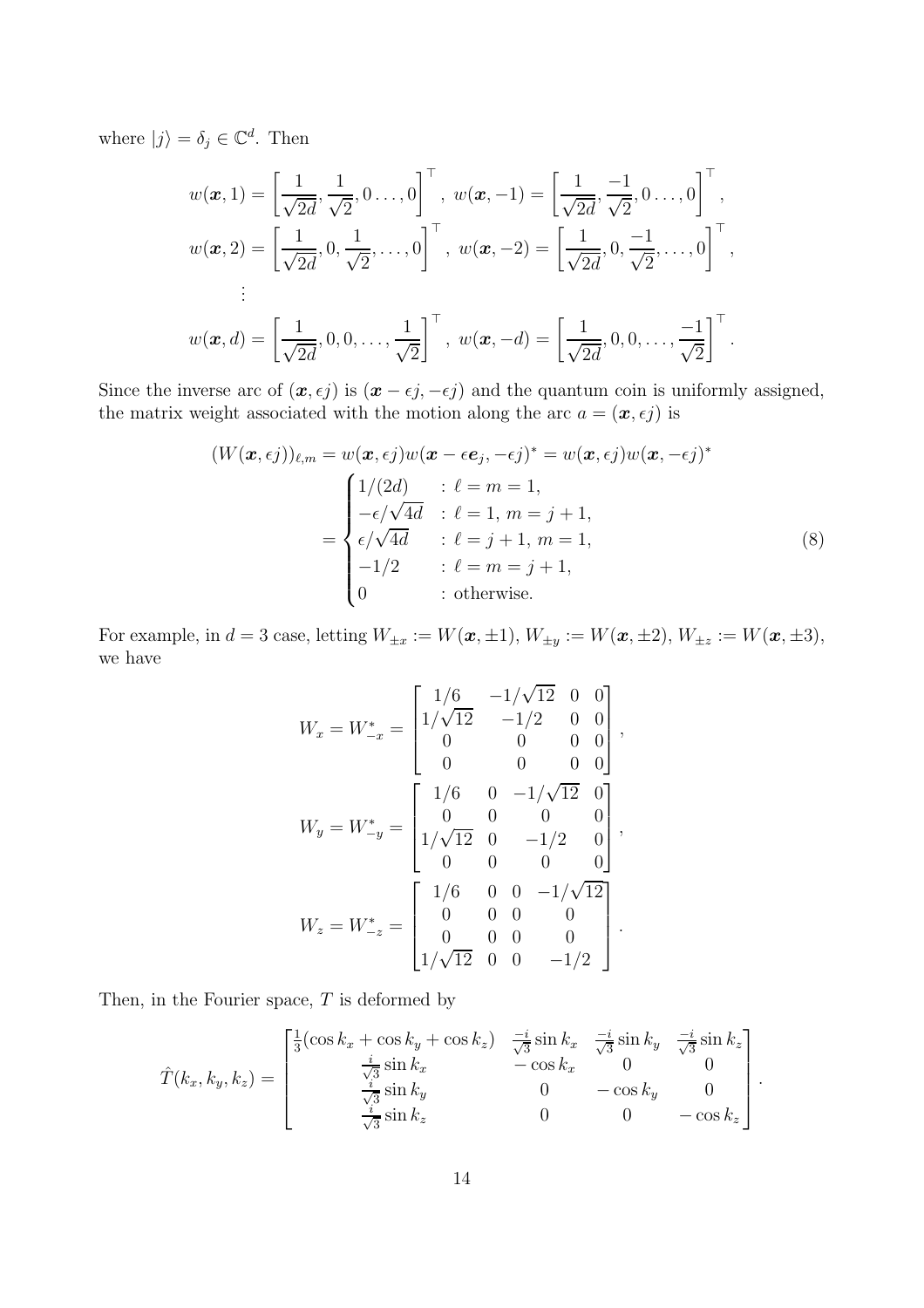where $|j\rangle = \delta_j \in \mathbb{C}^d$. Then

$$w(\boldsymbol{x},1) = \left[\frac{1}{\sqrt{2d}}, \frac{1}{\sqrt{2}}, 0 \ldots, 0\right]^\top, \; w(\boldsymbol{x},-1) = \left[\frac{1}{\sqrt{2d}}, \frac{-1}{\sqrt{2}}, 0 \ldots, 0\right]^\top,$$

$$w(\boldsymbol{x},2) = \left[\frac{1}{\sqrt{2d}}, 0, \frac{1}{\sqrt{2}}, \ldots, 0\right]^\top, \; w(\boldsymbol{x},-2) = \left[\frac{1}{\sqrt{2d}}, 0, \frac{-1}{\sqrt{2}}, \ldots, 0\right]^\top,$$

$$\vdots$$

$$w(\boldsymbol{x},d) = \left[\frac{1}{\sqrt{2d}}, 0, 0, \ldots, \frac{1}{\sqrt{2}}\right]^\top, \; w(\boldsymbol{x},-d) = \left[\frac{1}{\sqrt{2d}}, 0, 0, \ldots, \frac{-1}{\sqrt{2}}\right]^\top.$$

Since the inverse arc of $(\boldsymbol{x}, \epsilon j)$ is $(\boldsymbol{x} - \epsilon j, -\epsilon j)$ and the quantum coin is uniformly assigned, the matrix weight associated with the motion along the arc $a = (\boldsymbol{x}, \epsilon j)$ is

$$(W(\boldsymbol{x}, \epsilon j))_{\ell,m} = w(\boldsymbol{x}, \epsilon j) w(\boldsymbol{x} - \epsilon \boldsymbol{e}_j, -\epsilon j)^* = w(\boldsymbol{x}, \epsilon j) w(\boldsymbol{x}, -\epsilon j)^*$$

$$= \begin{cases} 1/(2d) & : \ell = m = 1, \\ -\epsilon/\sqrt{4d} & : \ell = 1, \, m = j+1, \\ \epsilon/\sqrt{4d} & : \ell = j+1, \, m = 1, \\ -1/2 & : \ell = m = j+1, \\ 0 & : \text{otherwise.} \end{cases} \tag{8}$$

For example, in $d = 3$ case, letting $W_{\pm x} := W(\boldsymbol{x}, \pm 1)$, $W_{\pm y} := W(\boldsymbol{x}, \pm 2)$, $W_{\pm z} := W(\boldsymbol{x}, \pm 3)$, we have

$$W_x = W_{-x}^* = \begin{bmatrix} 1/6 & -1/\sqrt{12} & 0 & 0 \\ 1/\sqrt{12} & -1/2 & 0 & 0 \\ 0 & 0 & 0 & 0 \\ 0 & 0 & 0 & 0 \end{bmatrix},$$

$$W_y = W_{-y}^* = \begin{bmatrix} 1/6 & 0 & -1/\sqrt{12} & 0 \\ 0 & 0 & 0 & 0 \\ 1/\sqrt{12} & 0 & -1/2 & 0 \\ 0 & 0 & 0 & 0 \end{bmatrix},$$

$$W_z = W_{-z}^* = \begin{bmatrix} 1/6 & 0 & 0 & -1/\sqrt{12} \\ 0 & 0 & 0 & 0 \\ 0 & 0 & 0 & 0 \\ 1/\sqrt{12} & 0 & 0 & -1/2 \end{bmatrix}.$$

Then, in the Fourier space, $T$ is deformed by

$$\hat{T}(k_x, k_y, k_z) = \begin{bmatrix} \frac{1}{3}(\cos k_x + \cos k_y + \cos k_z) & \frac{-i}{\sqrt{3}} \sin k_x & \frac{-i}{\sqrt{3}} \sin k_y & \frac{-i}{\sqrt{3}} \sin k_z \\ \frac{i}{\sqrt{3}} \sin k_x & -\cos k_x & 0 & 0 \\ \frac{i}{\sqrt{3}} \sin k_y & 0 & -\cos k_y & 0 \\ \frac{i}{\sqrt{3}} \sin k_z & 0 & 0 & -\cos k_z \end{bmatrix}.$$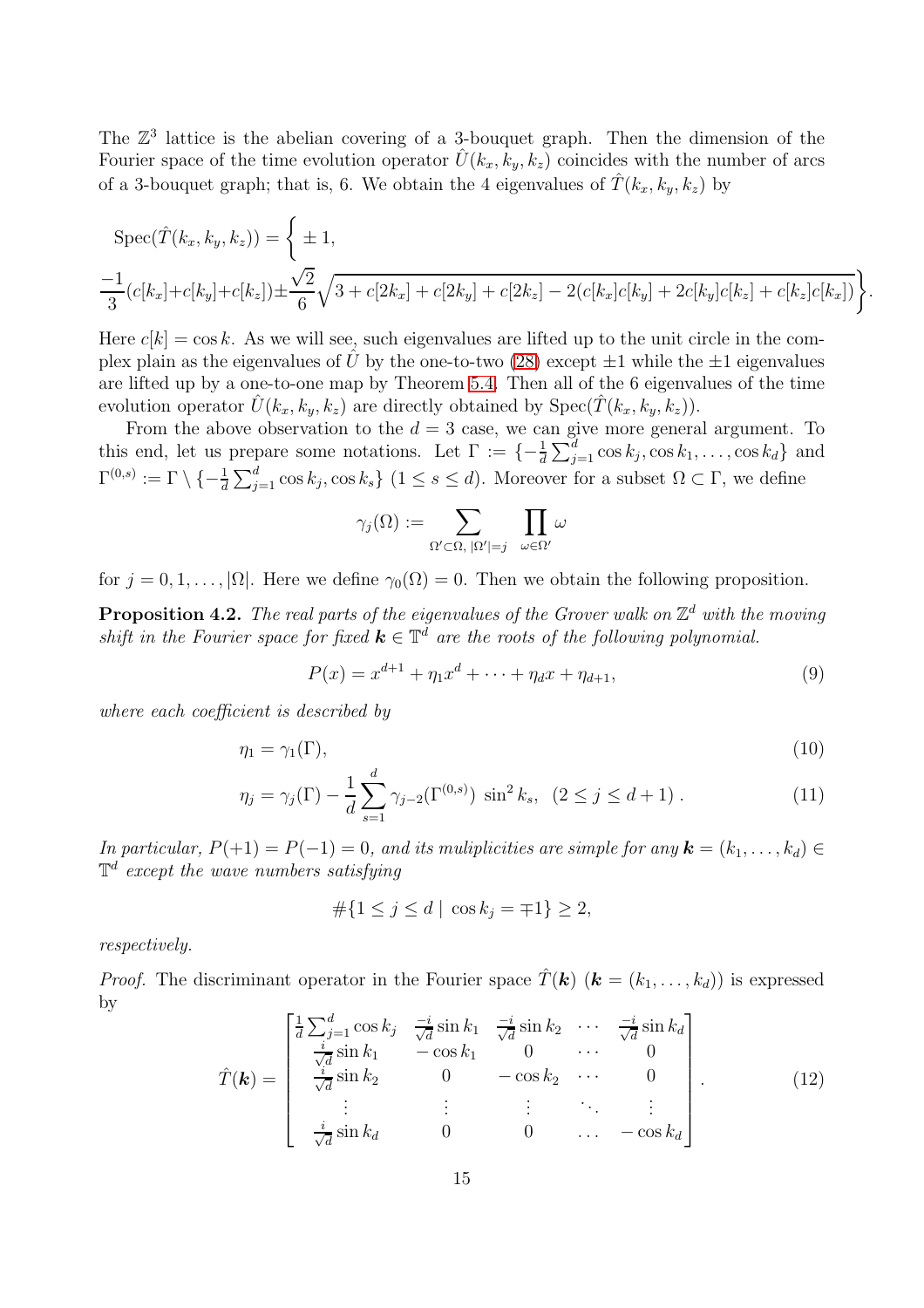The $\mathbb{Z}^3$ lattice is the abelian covering of a 3-bouquet graph. Then the dimension of the Fourier space of the time evolution operator $\hat{U}(k_x, k_y, k_z)$ coincides with the number of arcs of a 3-bouquet graph; that is, 6. We obtain the 4 eigenvalues of $\hat{T}(k_x, k_y, k_z)$ by

$$
\mathrm{Spec}(\hat{T}(k_x,k_y,k_z)) = \Bigg\{ \pm 1, \\
\frac{-1}{3}(c[k_x]+c[k_y]+c[k_z]) \pm \frac{\sqrt{2}}{6}\sqrt{3+c[2k_x]+c[2k_y]+c[2k_z]-2(c[k_x]c[k_y]+2c[k_y]c[k_z]+c[k_z]c[k_x])} \Bigg\}.
$$

Here $c[k] = \cos k$. As we will see, such eigenvalues are lifted up to the unit circle in the complex plain as the eigenvalues of $\hat{U}$ by the one-to-two (28) except $\pm 1$ while the $\pm 1$ eigenvalues are lifted up by a one-to-one map by Theorem 5.4. Then all of the 6 eigenvalues of the time evolution operator $\hat{U}(k_x, k_y, k_z)$ are directly obtained by $\mathrm{Spec}(\hat{T}(k_x, k_y, k_z))$.

From the above observation to the $d = 3$ case, we can give more general argument. To this end, let us prepare some notations. Let $\Gamma := \{-\frac{1}{d}\sum_{j=1}^{d}\cos k_j, \cos k_1, \ldots, \cos k_d\}$ and $\Gamma^{(0,s)} := \Gamma \setminus \{-\frac{1}{d}\sum_{j=1}^{d}\cos k_j, \cos k_s\}$ $(1 \leq s \leq d)$. Moreover for a subset $\Omega \subset \Gamma$, we define

$$
\gamma_j(\Omega) := \sum_{\Omega' \subset \Omega,\ |\Omega'|=j} \ \prod_{\omega \in \Omega'} \omega
$$

for $j = 0, 1, \ldots, |\Omega|$. Here we define $\gamma_0(\Omega) = 0$. Then we obtain the following proposition.

**Proposition 4.2.** *The real parts of the eigenvalues of the Grover walk on $\mathbb{Z}^d$ with the moving shift in the Fourier space for fixed $\boldsymbol{k} \in \mathbb{T}^d$ are the roots of the following polynomial.*

$$
P(x) = x^{d+1} + \eta_1 x^d + \cdots + \eta_d x + \eta_{d+1}, \tag{9}
$$

*where each coefficient is described by*

$$
\eta_1 = \gamma_1(\Gamma), \tag{10}
$$

$$
\eta_j = \gamma_j(\Gamma) - \frac{1}{d}\sum_{s=1}^{d}\gamma_{j-2}(\Gamma^{(0,s)})\ \sin^2 k_s, \ \ (2 \leq j \leq d+1). \tag{11}
$$

*In particular, $P(+1) = P(-1) = 0$, and its muliplicities are simple for any $\boldsymbol{k} = (k_1, \ldots, k_d) \in \mathbb{T}^d$ except the wave numbers satisfying*

$$
\#\{1 \leq j \leq d \mid \cos k_j = \mp 1\} \geq 2,
$$

*respectively.*

*Proof.* The discriminant operator in the Fourier space $\hat{T}(\boldsymbol{k})$ $(\boldsymbol{k} = (k_1, \ldots, k_d))$ is expressed by

$$
\hat{T}(\boldsymbol{k}) = \begin{bmatrix}
\frac{1}{d}\sum_{j=1}^{d}\cos k_j & \frac{-i}{\sqrt{d}}\sin k_1 & \frac{-i}{\sqrt{d}}\sin k_2 & \cdots & \frac{-i}{\sqrt{d}}\sin k_d \\
\frac{i}{\sqrt{d}}\sin k_1 & -\cos k_1 & 0 & \cdots & 0 \\
\frac{i}{\sqrt{d}}\sin k_2 & 0 & -\cos k_2 & \cdots & 0 \\
\vdots & \vdots & \vdots & \ddots & \vdots \\
\frac{i}{\sqrt{d}}\sin k_d & 0 & 0 & \ldots & -\cos k_d
\end{bmatrix}. \tag{12}
$$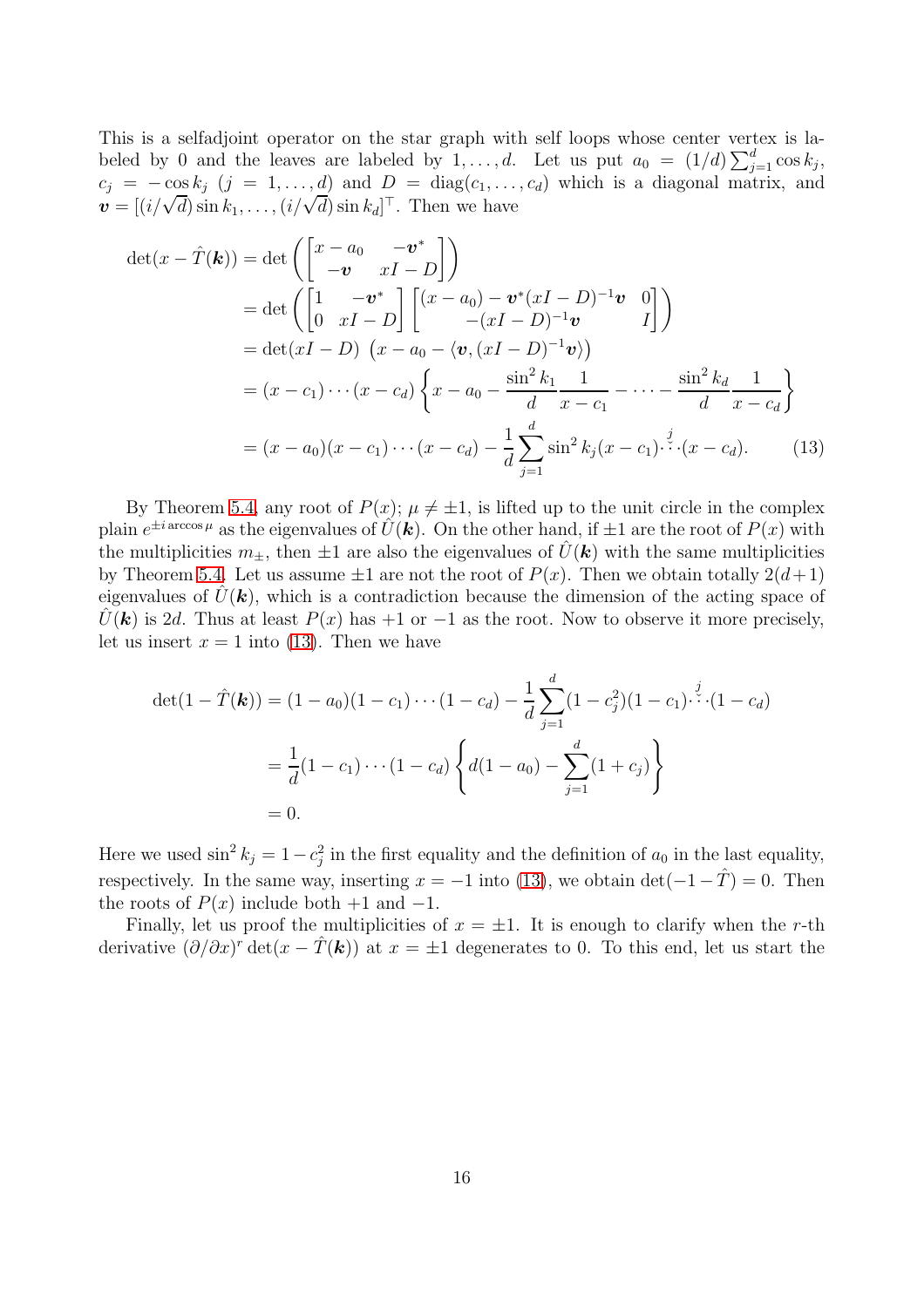This is a selfadjoint operator on the star graph with self loops whose center vertex is labeled by 0 and the leaves are labeled by $1, \dots, d$. Let us put $a_0 = (1/d)\sum_{j=1}^{d} \cos k_j$, $c_j = -\cos k_j$ $(j = 1, \dots, d)$ and $D = \mathrm{diag}(c_1, \dots, c_d)$ which is a diagonal matrix, and $\boldsymbol{v} = [(i/\sqrt{d})\sin k_1, \dots, (i/\sqrt{d})\sin k_d]^\top$. Then we have

$$
\begin{aligned}
\det(x - \hat{T}(\boldsymbol{k})) &= \det\left( \begin{bmatrix} x - a_0 & -\boldsymbol{v}^* \\ -\boldsymbol{v} & xI - D \end{bmatrix} \right) \\
&= \det\left( \begin{bmatrix} 1 & -\boldsymbol{v}^* \\ 0 & xI - D \end{bmatrix} \begin{bmatrix} (x - a_0) - \boldsymbol{v}^*(xI - D)^{-1}\boldsymbol{v} & 0 \\ -(xI - D)^{-1}\boldsymbol{v} & I \end{bmatrix} \right) \\
&= \det(xI - D)\ \left( x - a_0 - \langle \boldsymbol{v}, (xI - D)^{-1}\boldsymbol{v} \rangle \right) \\
&= (x - c_1)\cdots(x - c_d)\left\{ x - a_0 - \frac{\sin^2 k_1}{d}\frac{1}{x - c_1} - \cdots - \frac{\sin^2 k_d}{d}\frac{1}{x - c_d} \right\} \\
&= (x - a_0)(x - c_1)\cdots(x - c_d) - \frac{1}{d}\sum_{j=1}^{d} \sin^2 k_j (x - c_1)\overset{j}{\check{\cdots}}(x - c_d). \qquad (13)
\end{aligned}
$$

By Theorem 5.4, any root of $P(x)$; $\mu \neq \pm 1$, is lifted up to the unit circle in the complex plain $e^{\pm i \arccos \mu}$ as the eigenvalues of $\hat{U}(\boldsymbol{k})$. On the other hand, if $\pm 1$ are the root of $P(x)$ with the multiplicities $m_\pm$, then $\pm 1$ are also the eigenvalues of $\hat{U}(\boldsymbol{k})$ with the same multiplicities by Theorem 5.4. Let us assume $\pm 1$ are not the root of $P(x)$. Then we obtain totally $2(d+1)$ eigenvalues of $\hat{U}(\boldsymbol{k})$, which is a contradiction because the dimension of the acting space of $\hat{U}(\boldsymbol{k})$ is $2d$. Thus at least $P(x)$ has $+1$ or $-1$ as the root. Now to observe it more precisely, let us insert $x = 1$ into (13). Then we have

$$
\begin{aligned}
\det(1 - \hat{T}(\boldsymbol{k})) &= (1 - a_0)(1 - c_1)\cdots(1 - c_d) - \frac{1}{d}\sum_{j=1}^{d}(1 - c_j^2)(1 - c_1)\overset{j}{\check{\cdots}}(1 - c_d) \\
&= \frac{1}{d}(1 - c_1)\cdots(1 - c_d)\left\{ d(1 - a_0) - \sum_{j=1}^{d}(1 + c_j) \right\} \\
&= 0.
\end{aligned}
$$

Here we used $\sin^2 k_j = 1 - c_j^2$ in the first equality and the definition of $a_0$ in the last equality, respectively. In the same way, inserting $x = -1$ into (13), we obtain $\det(-1 - \hat{T}) = 0$. Then the roots of $P(x)$ include both $+1$ and $-1$.

Finally, let us proof the multiplicities of $x = \pm 1$. It is enough to clarify when the $r$-th derivative $(\partial/\partial x)^r \det(x - \hat{T}(\boldsymbol{k}))$ at $x = \pm 1$ degenerates to 0. To this end, let us start the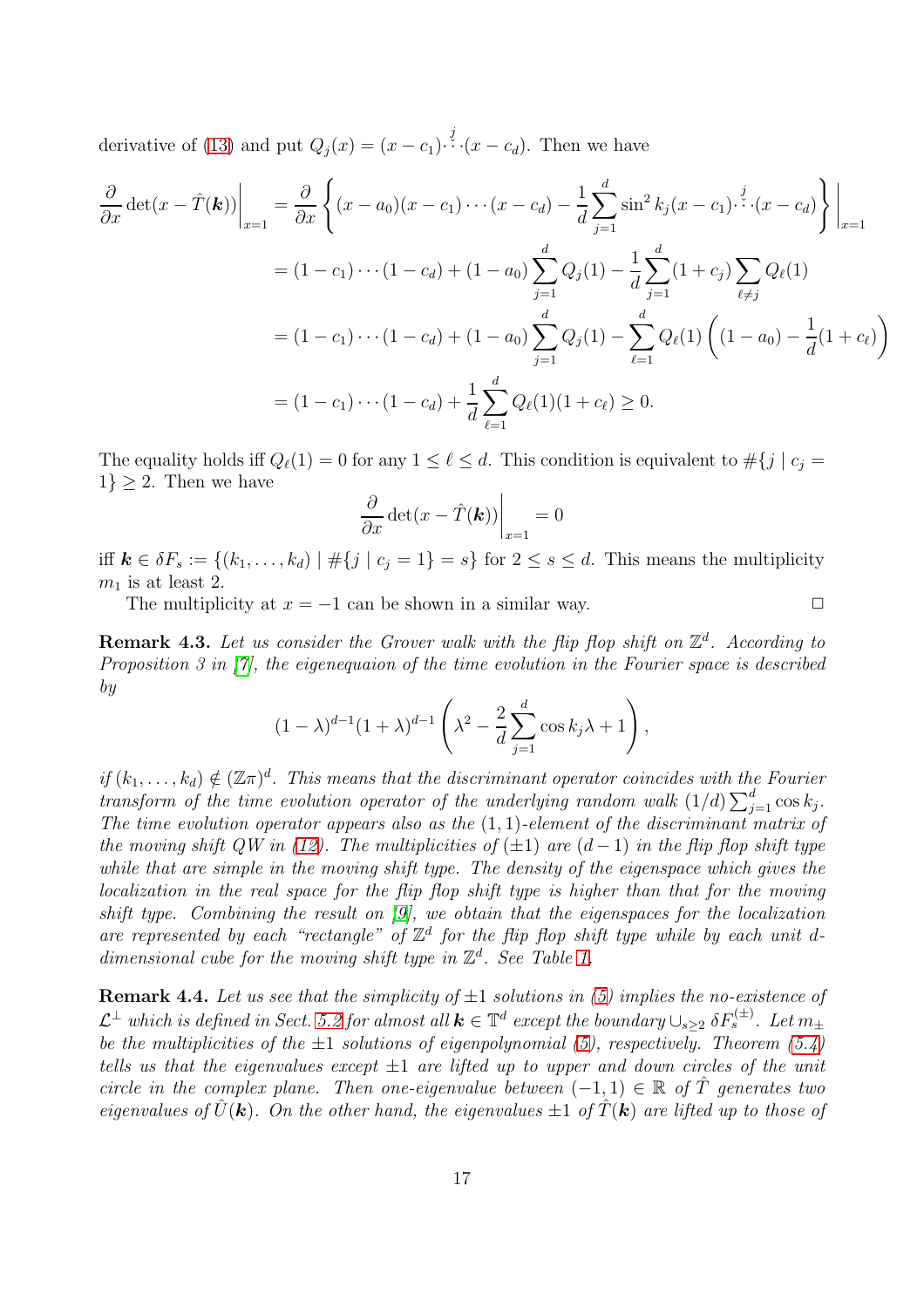derivative of (13) and put $Q_j(x) = (x-c_1)\overset{j}{\cdots}(x-c_d)$. Then we have

$$
\begin{aligned}
\frac{\partial}{\partial x}\det(x-\hat{T}(\boldsymbol{k}))\bigg|_{x=1} &= \frac{\partial}{\partial x}\left\{(x-a_0)(x-c_1)\cdots(x-c_d) - \frac{1}{d}\sum_{j=1}^{d}\sin^2 k_j (x-c_1)\overset{j}{\cdots}(x-c_d)\right\}\bigg|_{x=1} \\
&= (1-c_1)\cdots(1-c_d) + (1-a_0)\sum_{j=1}^{d} Q_j(1) - \frac{1}{d}\sum_{j=1}^{d}(1+c_j)\sum_{\ell\neq j} Q_\ell(1) \\
&= (1-c_1)\cdots(1-c_d) + (1-a_0)\sum_{j=1}^{d} Q_j(1) - \sum_{\ell=1}^{d} Q_\ell(1)\left((1-a_0) - \frac{1}{d}(1+c_\ell)\right) \\
&= (1-c_1)\cdots(1-c_d) + \frac{1}{d}\sum_{\ell=1}^{d} Q_\ell(1)(1+c_\ell) \geq 0.
\end{aligned}
$$

The equality holds iff $Q_\ell(1) = 0$ for any $1 \leq \ell \leq d$. This condition is equivalent to $\#\{j \mid c_j = 1\} \geq 2$. Then we have

$$
\frac{\partial}{\partial x}\det(x-\hat{T}(\boldsymbol{k}))\bigg|_{x=1} = 0
$$

iff $\boldsymbol{k} \in \delta F_s := \{(k_1,\dots,k_d) \mid \#\{j \mid c_j = 1\} = s\}$ for $2 \leq s \leq d$. This means the multiplicity $m_1$ is at least 2.

The multiplicity at $x = -1$ can be shown in a similar way. $\square$

**Remark 4.3.** *Let us consider the Grover walk with the flip flop shift on $\mathbb{Z}^d$. According to Proposition 3 in [7], the eigenequaion of the time evolution in the Fourier space is described by*

$$
(1-\lambda)^{d-1}(1+\lambda)^{d-1}\left(\lambda^2 - \frac{2}{d}\sum_{j=1}^{d}\cos k_j \lambda + 1\right),
$$

*if $(k_1,\dots,k_d) \notin (\mathbb{Z}\pi)^d$. This means that the discriminant operator coincides with the Fourier transform of the time evolution operator of the underlying random walk $(1/d)\sum_{j=1}^{d}\cos k_j$. The time evolution operator appears also as the $(1,1)$-element of the discriminant matrix of the moving shift QW in (12). The multiplicities of $(\pm 1)$ are $(d-1)$ in the flip flop shift type while that are simple in the moving shift type. The density of the eigenspace which gives the localization in the real space for the flip flop shift type is higher than that for the moving shift type. Combining the result on [9], we obtain that the eigenspaces for the localization are represented by each "rectangle" of $\mathbb{Z}^d$ for the flip flop shift type while by each unit $d$-dimensional cube for the moving shift type in $\mathbb{Z}^d$. See Table 1.*

**Remark 4.4.** *Let us see that the simplicity of $\pm 1$ solutions in (5) implies the no-existence of $\mathcal{L}^\perp$ which is defined in Sect. 5.2 for almost all $\boldsymbol{k} \in \mathbb{T}^d$ except the boundary $\cup_{s\geq 2}\,\delta F_s^{(\pm)}$. Let $m_\pm$ be the multiplicities of the $\pm 1$ solutions of eigenpolynomial (5), respectively. Theorem (5.4) tells us that the eigenvalues except $\pm 1$ are lifted up to upper and down circles of the unit circle in the complex plane. Then one-eigenvalue between $(-1,1) \in \mathbb{R}$ of $\hat{T}$ generates two eigenvalues of $\hat{U}(\boldsymbol{k})$. On the other hand, the eigenvalues $\pm 1$ of $\hat{T}(\boldsymbol{k})$ are lifted up to those of*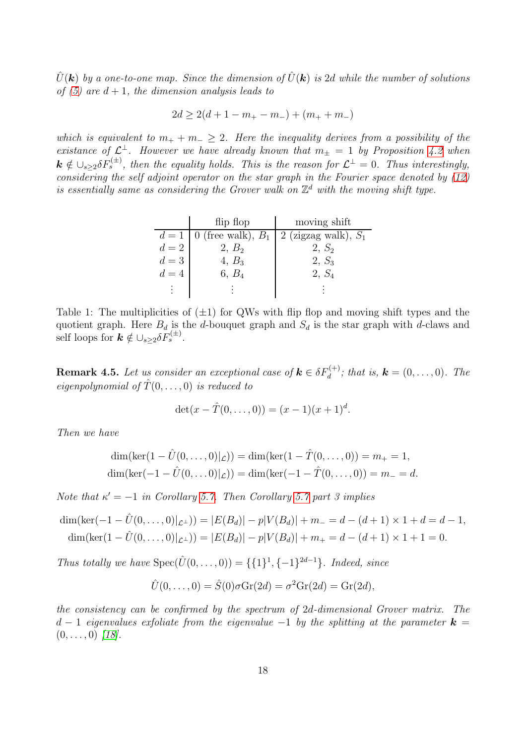*$\hat{U}(\boldsymbol{k})$ by a one-to-one map. Since the dimension of $\hat{U}(\boldsymbol{k})$ is $2d$ while the number of solutions of (5) are $d+1$, the dimension analysis leads to*

$$2d \geq 2(d+1-m_+-m_-)+(m_++m_-)$$

*which is equivalent to $m_++m_- \geq 2$. Here the inequality derives from a possibility of the existance of $\mathcal{L}^\perp$. However we have already known that $m_\pm = 1$ by Proposition 4.2 when $\boldsymbol{k} \notin \cup_{s\geq 2}\delta F_s^{(\pm)}$, then the equality holds. This is the reason for $\mathcal{L}^\perp = 0$. Thus interestingly, considering the self adjoint operator on the star graph in the Fourier space denoted by (12) is essentially same as considering the Grover walk on $\mathbb{Z}^d$ with the moving shift type.*

| | flip flop | moving shift |
|---|---|---|
| $d=1$ | 0 (free walk), $B_1$ | 2 (zigzag walk), $S_1$ |
| $d=2$ | 2, $B_2$ | 2, $S_2$ |
| $d=3$ | 4, $B_3$ | 2, $S_3$ |
| $d=4$ | 6, $B_4$ | 2, $S_4$ |
| $\vdots$ | $\vdots$ | $\vdots$ |

Table 1: The multiplicities of $(\pm 1)$ for QWs with flip flop and moving shift types and the quotient graph. Here $B_d$ is the $d$-bouquet graph and $S_d$ is the star graph with $d$-claws and self loops for $\boldsymbol{k} \notin \cup_{s\geq 2}\delta F_s^{(\pm)}$.

**Remark 4.5.** *Let us consider an exceptional case of $\boldsymbol{k} \in \delta F_d^{(+)}$; that is, $\boldsymbol{k} = (0,\dots,0)$. The eigenpolynomial of $\hat{T}(0,\dots,0)$ is reduced to*

$$\det(x-\hat{T}(0,\dots,0)) = (x-1)(x+1)^d.$$

*Then we have*

$$\dim(\ker(1-\hat{U}(0,\dots,0)|_{\mathcal{L}})) = \dim(\ker(1-\hat{T}(0,\dots,0)) = m_+ = 1,$$
$$\dim(\ker(-1-\hat{U}(0,\dots 0)|_{\mathcal{L}})) = \dim(\ker(-1-\hat{T}(0,\dots,0)) = m_- = d.$$

*Note that $\kappa' = -1$ in Corollary 5.7. Then Corollary 5.7 part 3 implies*

$$\dim(\ker(-1-\hat{U}(0,\dots,0)|_{\mathcal{L}^\perp})) = |E(B_d)| - p|V(B_d)| + m_- = d-(d+1)\times 1 + d = d-1,$$
$$\dim(\ker(1-\hat{U}(0,\dots,0)|_{\mathcal{L}^\perp})) = |E(B_d)| - p|V(B_d)| + m_+ = d-(d+1)\times 1 + 1 = 0.$$

*Thus totally we have $\mathrm{Spec}(\hat{U}(0,\dots,0)) = \{\{1\}^1, \{-1\}^{2d-1}\}$. Indeed, since*

$$\hat{U}(0,\dots,0) = \hat{S}(0)\sigma\mathrm{Gr}(2d) = \sigma^2\mathrm{Gr}(2d) = \mathrm{Gr}(2d),$$

*the consistency can be confirmed by the spectrum of $2d$-dimensional Grover matrix. The $d-1$ eigenvalues exfoliate from the eigenvalue $-1$ by the splitting at the parameter $\boldsymbol{k} = (0,\dots,0)$ [18].*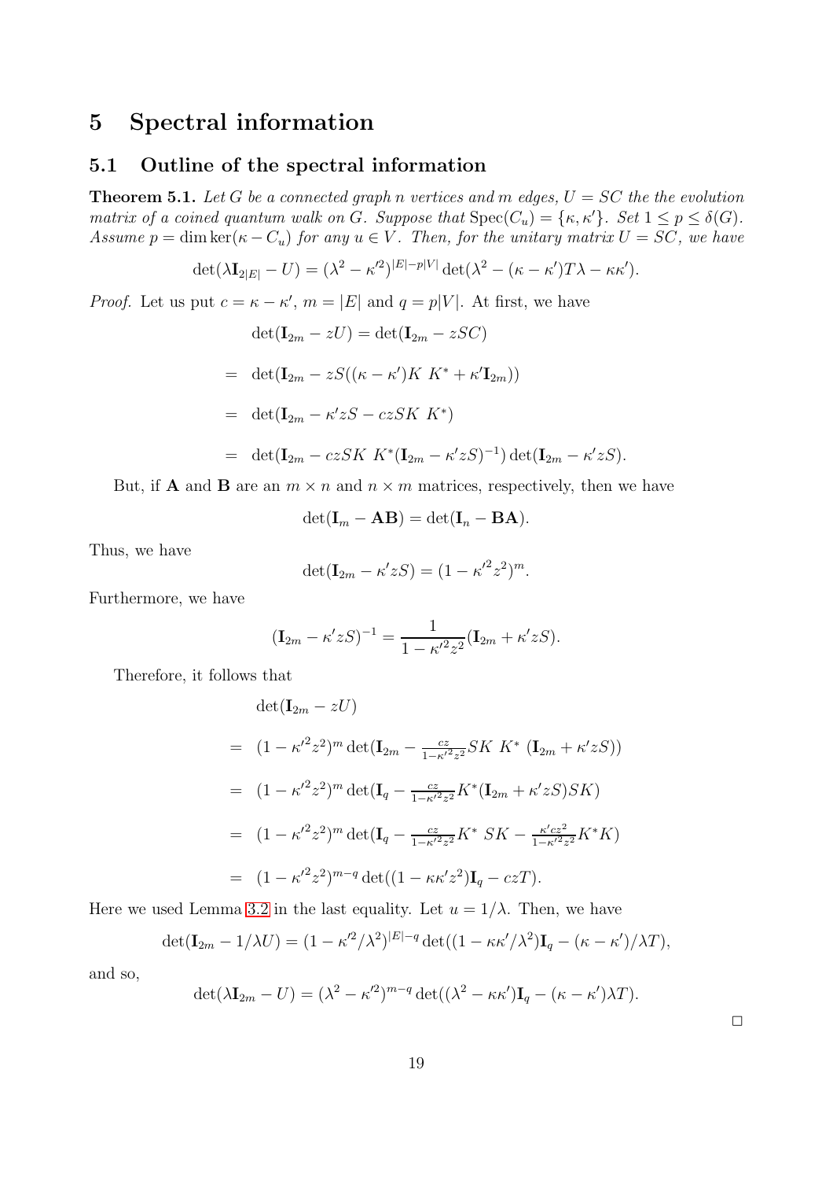# 5 Spectral information

## 5.1 Outline of the spectral information

**Theorem 5.1.** *Let $G$ be a connected graph $n$ vertices and $m$ edges, $U = SC$ the the evolution matrix of a coined quantum walk on $G$. Suppose that $\mathrm{Spec}(C_u) = \{\kappa, \kappa'\}$. Set $1 \leq p \leq \delta(G)$. Assume $p = \dim \ker(\kappa - C_u)$ for any $u \in V$. Then, for the unitary matrix $U = SC$, we have*

$$\det(\lambda \mathbf{I}_{2|E|} - U) = (\lambda^2 - \kappa'^2)^{|E|-p|V|} \det(\lambda^2 - (\kappa - \kappa')T\lambda - \kappa\kappa').$$

*Proof.* Let us put $c = \kappa - \kappa'$, $m = |E|$ and $q = p|V|$. At first, we have

$$\begin{aligned}
&\det(\mathbf{I}_{2m} - zU) = \det(\mathbf{I}_{2m} - zSC) \\
=&\ \det(\mathbf{I}_{2m} - zS((\kappa - \kappa')K\ K^* + \kappa'\mathbf{I}_{2m})) \\
=&\ \det(\mathbf{I}_{2m} - \kappa' zS - czSK\ K^*) \\
=&\ \det(\mathbf{I}_{2m} - czSK\ K^*(\mathbf{I}_{2m} - \kappa' zS)^{-1}) \det(\mathbf{I}_{2m} - \kappa' zS).
\end{aligned}$$

But, if $\mathbf{A}$ and $\mathbf{B}$ are an $m \times n$ and $n \times m$ matrices, respectively, then we have

$$\det(\mathbf{I}_m - \mathbf{AB}) = \det(\mathbf{I}_n - \mathbf{BA}).$$

Thus, we have

$$\det(\mathbf{I}_{2m} - \kappa' zS) = (1 - {\kappa'}^2 z^2)^m.$$

Furthermore, we have

$$(\mathbf{I}_{2m} - \kappa' zS)^{-1} = \frac{1}{1 - {\kappa'}^2 z^2}(\mathbf{I}_{2m} + \kappa' zS).$$

Therefore, it follows that

$$\begin{aligned}
&\det(\mathbf{I}_{2m} - zU) \\
=&\ (1 - {\kappa'}^2 z^2)^m \det(\mathbf{I}_{2m} - \tfrac{cz}{1-{\kappa'}^2 z^2} SK\ K^*\ (\mathbf{I}_{2m} + \kappa' zS)) \\
=&\ (1 - {\kappa'}^2 z^2)^m \det(\mathbf{I}_q - \tfrac{cz}{1-{\kappa'}^2 z^2} K^*(\mathbf{I}_{2m} + \kappa' zS)SK) \\
=&\ (1 - {\kappa'}^2 z^2)^m \det(\mathbf{I}_q - \tfrac{cz}{1-{\kappa'}^2 z^2} K^*\ SK - \tfrac{\kappa' cz^2}{1-{\kappa'}^2 z^2} K^* K) \\
=&\ (1 - {\kappa'}^2 z^2)^{m-q} \det((1 - \kappa\kappa' z^2)\mathbf{I}_q - czT).
\end{aligned}$$

Here we used Lemma 3.2 in the last equality. Let $u = 1/\lambda$. Then, we have

$$\det(\mathbf{I}_{2m} - 1/\lambda U) = (1 - \kappa'^2/\lambda^2)^{|E|-q} \det((1 - \kappa\kappa'/\lambda^2)\mathbf{I}_q - (\kappa - \kappa')/\lambda T),$$

and so,

$$\det(\lambda \mathbf{I}_{2m} - U) = (\lambda^2 - \kappa'^2)^{m-q} \det((\lambda^2 - \kappa\kappa')\mathbf{I}_q - (\kappa - \kappa')\lambda T).$$

□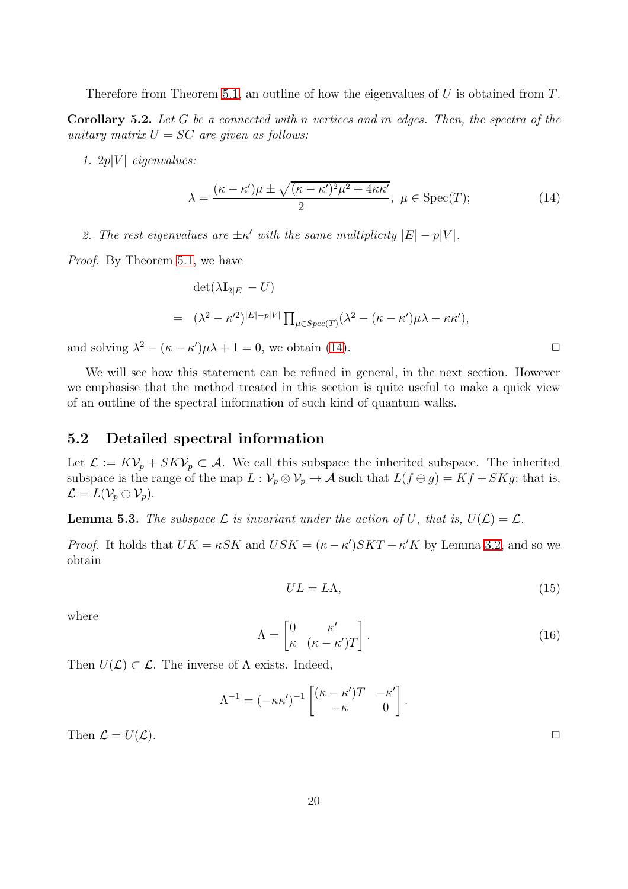Therefore from Theorem 5.1, an outline of how the eigenvalues of $U$ is obtained from $T$.

**Corollary 5.2.** *Let $G$ be a connected with $n$ vertices and $m$ edges. Then, the spectra of the unitary matrix $U = SC$ are given as follows:*

1. *$2p|V|$ eigenvalues:*
$$\lambda = \frac{(\kappa - \kappa')\mu \pm \sqrt{(\kappa-\kappa')^2\mu^2 + 4\kappa\kappa'}}{2}, \ \mu \in \mathrm{Spec}(T); \tag{14}$$

2. *The rest eigenvalues are $\pm\kappa'$ with the same multiplicity $|E| - p|V|$.*

*Proof.* By Theorem 5.1, we have

$$\begin{aligned}
&\det(\lambda \mathbf{I}_{2|E|} - U) \\
=\ & (\lambda^2 - \kappa'^2)^{|E|-p|V|} \textstyle\prod_{\mu \in Spec(T)} (\lambda^2 - (\kappa - \kappa')\mu\lambda - \kappa\kappa'),
\end{aligned}$$

and solving $\lambda^2 - (\kappa - \kappa')\mu\lambda + 1 = 0$, we obtain (14). $\square$

We will see how this statement can be refined in general, in the next section. However we emphasise that the method treated in this section is quite useful to make a quick view of an outline of the spectral information of such kind of quantum walks.

## 5.2 Detailed spectral information

Let $\mathcal{L} := K\mathcal{V}_p + SK\mathcal{V}_p \subset \mathcal{A}$. We call this subspace the inherited subspace. The inherited subspace is the range of the map $L : \mathcal{V}_p \otimes \mathcal{V}_p \to \mathcal{A}$ such that $L(f \oplus g) = Kf + SKg$; that is, $\mathcal{L} = L(\mathcal{V}_p \oplus \mathcal{V}_p)$.

**Lemma 5.3.** *The subspace $\mathcal{L}$ is invariant under the action of $U$, that is, $U(\mathcal{L}) = \mathcal{L}$.*

*Proof.* It holds that $UK = \kappa SK$ and $USK = (\kappa - \kappa')SKT + \kappa' K$ by Lemma 3.2, and so we obtain

$$UL = L\Lambda, \tag{15}$$

where

$$\Lambda = \begin{bmatrix} 0 & \kappa' \\ \kappa & (\kappa - \kappa')T \end{bmatrix}. \tag{16}$$

Then $U(\mathcal{L}) \subset \mathcal{L}$. The inverse of $\Lambda$ exists. Indeed,

$$\Lambda^{-1} = (-\kappa\kappa')^{-1} \begin{bmatrix} (\kappa - \kappa')T & -\kappa' \\ -\kappa & 0 \end{bmatrix}.$$

Then $\mathcal{L} = U(\mathcal{L})$. $\square$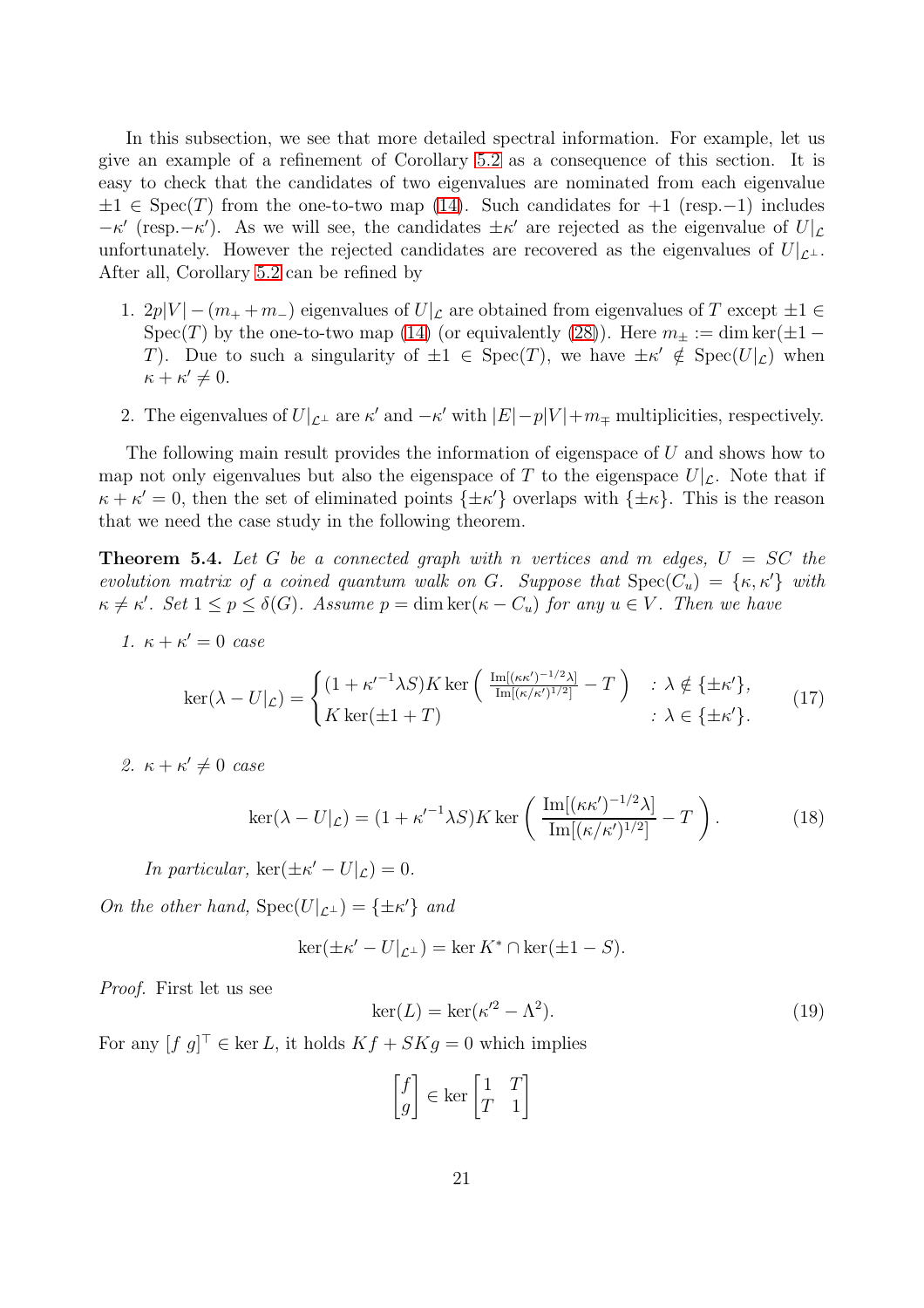In this subsection, we see that more detailed spectral information. For example, let us give an example of a refinement of Corollary 5.2 as a consequence of this section. It is easy to check that the candidates of two eigenvalues are nominated from each eigenvalue $\pm 1 \in \mathrm{Spec}(T)$ from the one-to-two map (14). Such candidates for $+1$ (resp.$-1$) includes $-\kappa'$ (resp.$-\kappa'$). As we will see, the candidates $\pm\kappa'$ are rejected as the eigenvalue of $U|_{\mathcal{L}}$ unfortunately. However the rejected candidates are recovered as the eigenvalues of $U|_{\mathcal{L}^\perp}$. After all, Corollary 5.2 can be refined by

1. $2p|V| - (m_+ + m_-)$ eigenvalues of $U|_{\mathcal{L}}$ are obtained from eigenvalues of $T$ except $\pm 1 \in \mathrm{Spec}(T)$ by the one-to-two map (14) (or equivalently (28)). Here $m_\pm := \dim\ker(\pm 1 - T)$. Due to such a singularity of $\pm 1 \in \mathrm{Spec}(T)$, we have $\pm\kappa' \notin \mathrm{Spec}(U|_{\mathcal{L}})$ when $\kappa + \kappa' \neq 0$.
2. The eigenvalues of $U|_{\mathcal{L}^\perp}$ are $\kappa'$ and $-\kappa'$ with $|E| - p|V| + m_\mp$ multiplicities, respectively.

The following main result provides the information of eigenspace of $U$ and shows how to map not only eigenvalues but also the eigenspace of $T$ to the eigenspace $U|_{\mathcal{L}}$. Note that if $\kappa + \kappa' = 0$, then the set of eliminated points $\{\pm\kappa'\}$ overlaps with $\{\pm\kappa\}$. This is the reason that we need the case study in the following theorem.

**Theorem 5.4.** *Let $G$ be a connected graph with $n$ vertices and $m$ edges, $U = SC$ the evolution matrix of a coined quantum walk on $G$. Suppose that $\mathrm{Spec}(C_u) = \{\kappa, \kappa'\}$ with $\kappa \neq \kappa'$. Set $1 \leq p \leq \delta(G)$. Assume $p = \dim\ker(\kappa - C_u)$ for any $u \in V$. Then we have*

1. *$\kappa + \kappa' = 0$ case*

$$\ker(\lambda - U|_{\mathcal{L}}) = \begin{cases} (1 + {\kappa'}^{-1}\lambda S) K \ker\left( \frac{\mathrm{Im}[(\kappa\kappa')^{-1/2}\lambda]}{\mathrm{Im}[(\kappa/\kappa')^{1/2}]} - T \right) & : \lambda \notin \{\pm\kappa'\}, \\ K\ker(\pm 1 + T) & : \lambda \in \{\pm\kappa'\}. \end{cases} \tag{17}$$

2. *$\kappa + \kappa' \neq 0$ case*

$$\ker(\lambda - U|_{\mathcal{L}}) = (1 + {\kappa'}^{-1}\lambda S) K \ker\left( \frac{\mathrm{Im}[(\kappa\kappa')^{-1/2}\lambda]}{\mathrm{Im}[(\kappa/\kappa')^{1/2}]} - T \right). \tag{18}$$

   *In particular, $\ker(\pm\kappa' - U|_{\mathcal{L}}) = 0$.*

*On the other hand, $\mathrm{Spec}(U|_{\mathcal{L}^\perp}) = \{\pm\kappa'\}$ and*

$$\ker(\pm\kappa' - U|_{\mathcal{L}^\perp}) = \ker K^* \cap \ker(\pm 1 - S).$$

*Proof.* First let us see

$$\ker(L) = \ker({\kappa'}^2 - \Lambda^2). \tag{19}$$

For any $[f\ g]^\top \in \ker L$, it holds $Kf + SKg = 0$ which implies

$$\begin{bmatrix} f \\ g \end{bmatrix} \in \ker \begin{bmatrix} 1 & T \\ T & 1 \end{bmatrix}$$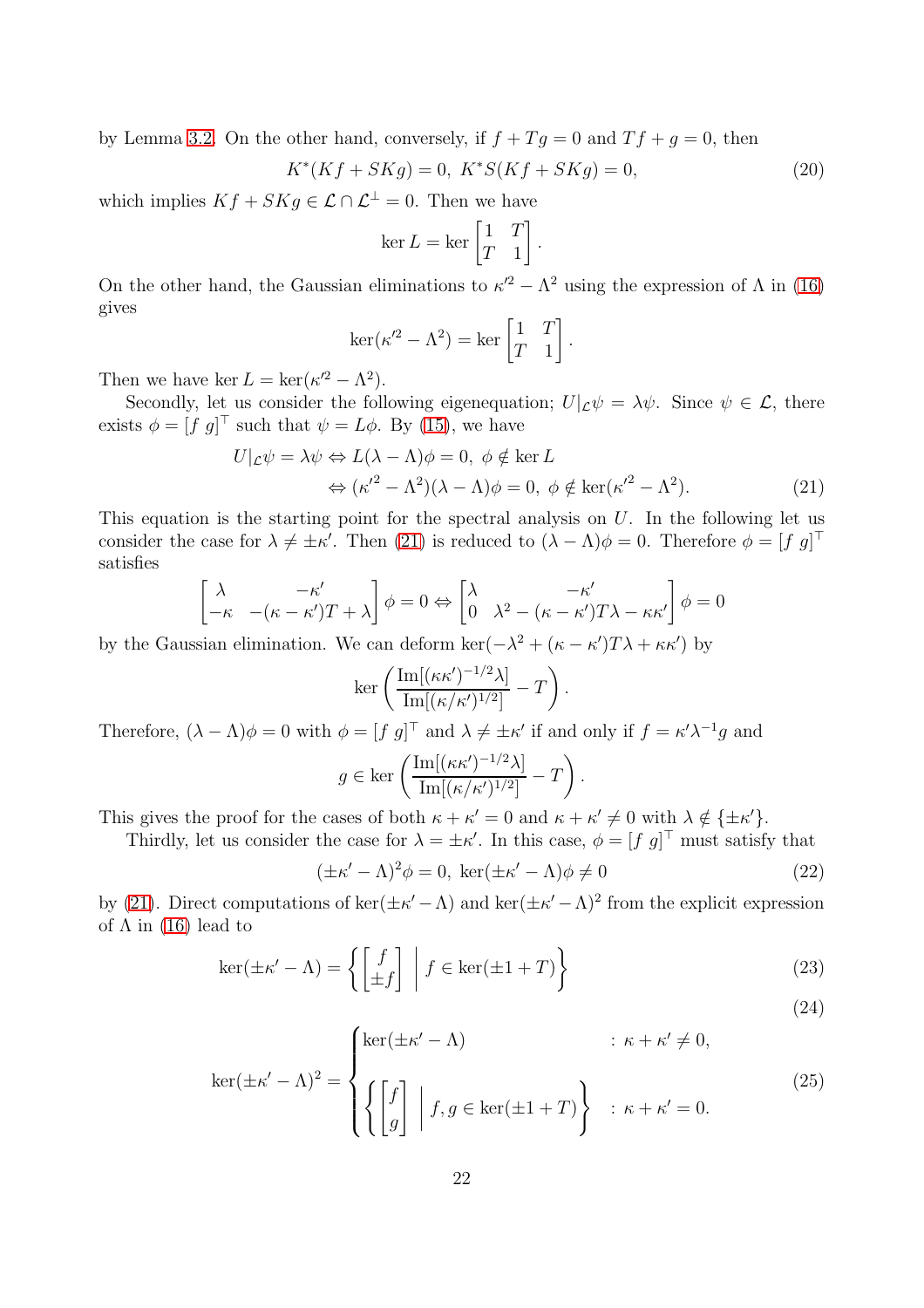by Lemma 3.2. On the other hand, conversely, if $f + Tg = 0$ and $Tf + g = 0$, then

$$K^*(Kf + SKg) = 0,\ K^*S(Kf + SKg) = 0, \tag{20}$$

which implies $Kf + SKg \in \mathcal{L} \cap \mathcal{L}^\perp = 0$. Then we have

$$\ker L = \ker \begin{bmatrix} 1 & T \\ T & 1 \end{bmatrix}.$$

On the other hand, the Gaussian eliminations to $\kappa'^2 - \Lambda^2$ using the expression of $\Lambda$ in (16) gives

$$\ker(\kappa'^2 - \Lambda^2) = \ker \begin{bmatrix} 1 & T \\ T & 1 \end{bmatrix}.$$

Then we have $\ker L = \ker(\kappa'^2 - \Lambda^2)$.

Secondly, let us consider the following eigenequation; $U|_{\mathcal{L}}\psi = \lambda\psi$. Since $\psi \in \mathcal{L}$, there exists $\phi = [f\ g]^\top$ such that $\psi = L\phi$. By (15), we have

$$\begin{aligned} U|_{\mathcal{L}}\psi = \lambda\psi &\Leftrightarrow L(\lambda - \Lambda)\phi = 0,\ \phi \notin \ker L \\ &\Leftrightarrow (\kappa'^2 - \Lambda^2)(\lambda - \Lambda)\phi = 0,\ \phi \notin \ker(\kappa'^2 - \Lambda^2). \end{aligned} \tag{21}$$

This equation is the starting point for the spectral analysis on $U$. In the following let us consider the case for $\lambda \neq \pm\kappa'$. Then (21) is reduced to $(\lambda - \Lambda)\phi = 0$. Therefore $\phi = [f\ g]^\top$ satisfies

$$\begin{bmatrix} \lambda & -\kappa' \\ -\kappa & -(\kappa - \kappa')T + \lambda \end{bmatrix}\phi = 0 \Leftrightarrow \begin{bmatrix} \lambda & -\kappa' \\ 0 & \lambda^2 - (\kappa - \kappa')T\lambda - \kappa\kappa' \end{bmatrix}\phi = 0$$

by the Gaussian elimination. We can deform $\ker(-\lambda^2 + (\kappa - \kappa')T\lambda + \kappa\kappa')$ by

$$\ker\left(\frac{\mathrm{Im}[(\kappa\kappa')^{-1/2}\lambda]}{\mathrm{Im}[(\kappa/\kappa')^{1/2}]} - T\right).$$

Therefore, $(\lambda - \Lambda)\phi = 0$ with $\phi = [f\ g]^\top$ and $\lambda \neq \pm\kappa'$ if and only if $f = \kappa'\lambda^{-1}g$ and

$$g \in \ker\left(\frac{\mathrm{Im}[(\kappa\kappa')^{-1/2}\lambda]}{\mathrm{Im}[(\kappa/\kappa')^{1/2}]} - T\right).$$

This gives the proof for the cases of both $\kappa + \kappa' = 0$ and $\kappa + \kappa' \neq 0$ with $\lambda \notin \{\pm\kappa'\}$.

Thirdly, let us consider the case for $\lambda = \pm\kappa'$. In this case, $\phi = [f\ g]^\top$ must satisfy that

$$(\pm\kappa' - \Lambda)^2\phi = 0,\ \ker(\pm\kappa' - \Lambda)\phi \neq 0 \tag{22}$$

by (21). Direct computations of $\ker(\pm\kappa' - \Lambda)$ and $\ker(\pm\kappa' - \Lambda)^2$ from the explicit expression of $\Lambda$ in (16) lead to

$$\ker(\pm\kappa' - \Lambda) = \left\{ \begin{bmatrix} f \\ \pm f \end{bmatrix} \;\middle|\; f \in \ker(\pm 1 + T) \right\} \tag{23}$$

$$\tag{24}$$

$$\ker(\pm\kappa' - \Lambda)^2 = \begin{cases} \ker(\pm\kappa' - \Lambda) & : \ \kappa + \kappa' \neq 0, \\ \left\{ \begin{bmatrix} f \\ g \end{bmatrix} \;\middle|\; f, g \in \ker(\pm 1 + T) \right\} & : \ \kappa + \kappa' = 0. \end{cases} \tag{25}$$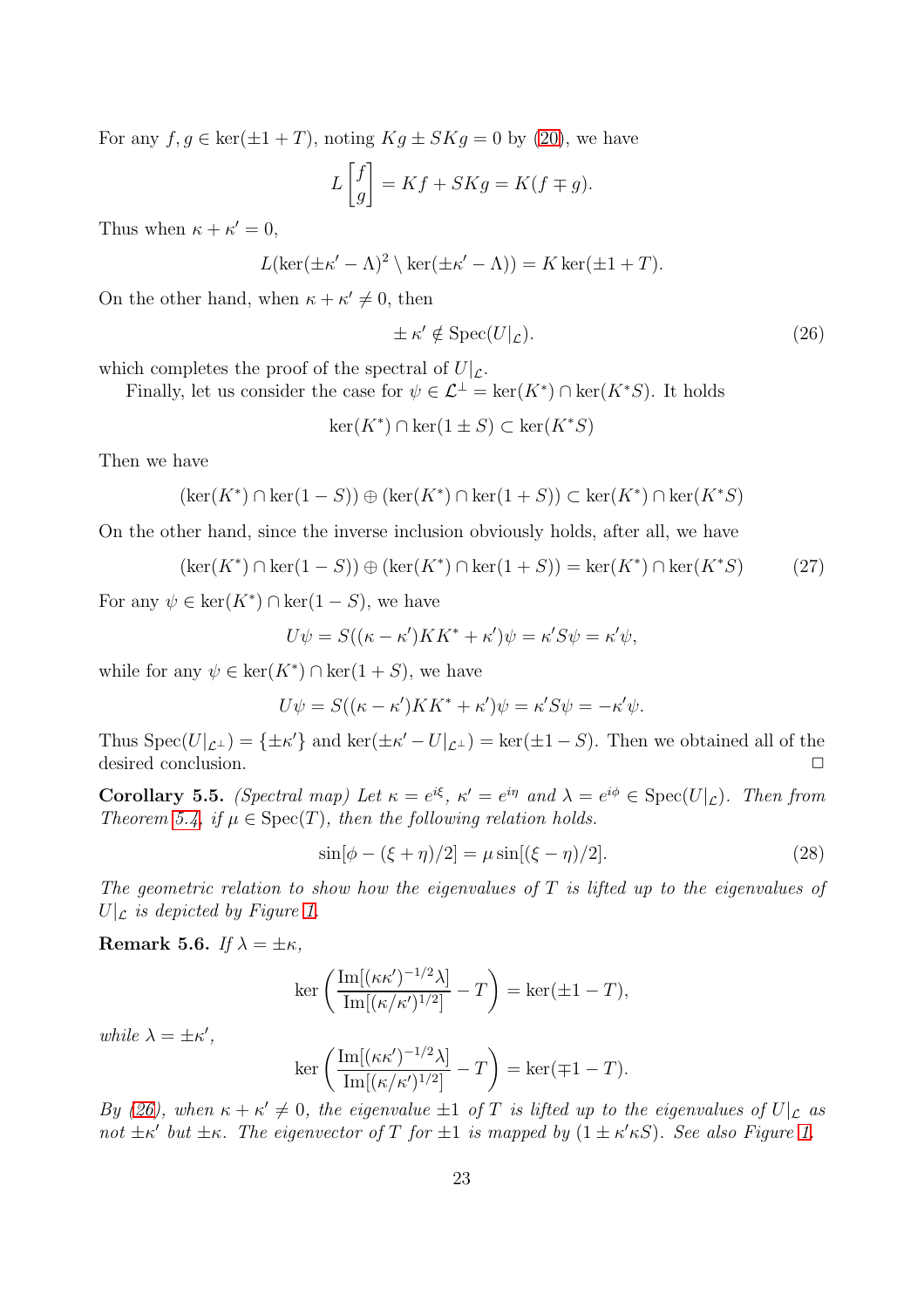For any $f, g \in \ker(\pm 1 + T)$, noting $Kg \pm SKg = 0$ by (20), we have

$$L \begin{bmatrix} f \\ g \end{bmatrix} = Kf + SKg = K(f \mp g).$$

Thus when $\kappa + \kappa' = 0$,

$$L(\ker(\pm\kappa' - \Lambda)^2 \setminus \ker(\pm\kappa' - \Lambda)) = K \ker(\pm 1 + T).$$

On the other hand, when $\kappa + \kappa' \neq 0$, then

$$\pm \kappa' \notin \mathrm{Spec}(U|_{\mathcal{L}}). \tag{26}$$

which completes the proof of the spectral of $U|_{\mathcal{L}}$.

Finally, let us consider the case for $\psi \in \mathcal{L}^\perp = \ker(K^*) \cap \ker(K^* S)$. It holds

$$\ker(K^*) \cap \ker(1 \pm S) \subset \ker(K^* S)$$

Then we have

$$(\ker(K^*) \cap \ker(1 - S)) \oplus (\ker(K^*) \cap \ker(1 + S)) \subset \ker(K^*) \cap \ker(K^* S)$$

On the other hand, since the inverse inclusion obviously holds, after all, we have

$$(\ker(K^*) \cap \ker(1 - S)) \oplus (\ker(K^*) \cap \ker(1 + S)) = \ker(K^*) \cap \ker(K^* S) \tag{27}$$

For any $\psi \in \ker(K^*) \cap \ker(1 - S)$, we have

$$U\psi = S((\kappa - \kappa')KK^* + \kappa')\psi = \kappa' S\psi = \kappa'\psi,$$

while for any $\psi \in \ker(K^*) \cap \ker(1 + S)$, we have

$$U\psi = S((\kappa - \kappa')KK^* + \kappa')\psi = \kappa' S\psi = -\kappa'\psi.$$

Thus $\mathrm{Spec}(U|_{\mathcal{L}^\perp}) = \{\pm\kappa'\}$ and $\ker(\pm\kappa' - U|_{\mathcal{L}^\perp}) = \ker(\pm 1 - S)$. Then we obtained all of the desired conclusion. $\square$

**Corollary 5.5.** *(Spectral map) Let $\kappa = e^{i\xi}$, $\kappa' = e^{i\eta}$ and $\lambda = e^{i\phi} \in \mathrm{Spec}(U|_{\mathcal{L}})$. Then from Theorem 5.4, if $\mu \in \mathrm{Spec}(T)$, then the following relation holds.*

$$\sin[\phi - (\xi + \eta)/2] = \mu \sin[(\xi - \eta)/2]. \tag{28}$$

*The geometric relation to show how the eigenvalues of $T$ is lifted up to the eigenvalues of $U|_{\mathcal{L}}$ is depicted by Figure 1.*

**Remark 5.6.** *If $\lambda = \pm\kappa$,*

$$\ker\left(\frac{\mathrm{Im}[(\kappa\kappa')^{-1/2}\lambda]}{\mathrm{Im}[(\kappa/\kappa')^{1/2}]} - T\right) = \ker(\pm 1 - T),$$

*while $\lambda = \pm\kappa'$,*

$$\ker\left(\frac{\mathrm{Im}[(\kappa\kappa')^{-1/2}\lambda]}{\mathrm{Im}[(\kappa/\kappa')^{1/2}]} - T\right) = \ker(\mp 1 - T).$$

*By (26), when $\kappa + \kappa' \neq 0$, the eigenvalue $\pm 1$ of $T$ is lifted up to the eigenvalues of $U|_{\mathcal{L}}$ as not $\pm\kappa'$ but $\pm\kappa$. The eigenvector of $T$ for $\pm 1$ is mapped by $(1 \pm \kappa'\kappa S)$. See also Figure 1.*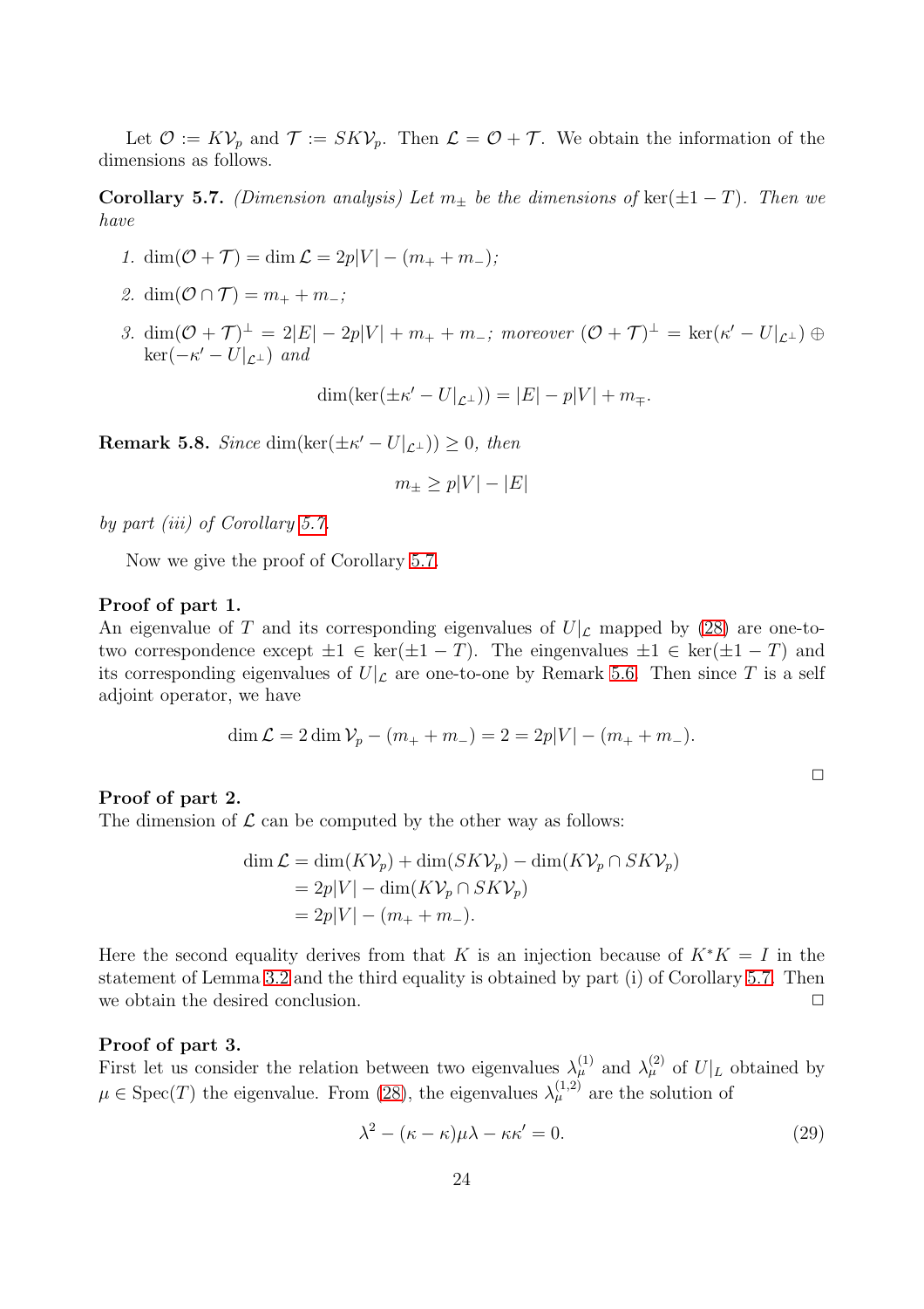Let $\mathcal{O} := K\mathcal{V}_p$ and $\mathcal{T} := SK\mathcal{V}_p$. Then $\mathcal{L} = \mathcal{O} + \mathcal{T}$. We obtain the information of the dimensions as follows.

**Corollary 5.7.** *(Dimension analysis) Let $m_\pm$ be the dimensions of $\ker(\pm 1 - T)$. Then we have*

1. $\dim(\mathcal{O} + \mathcal{T}) = \dim \mathcal{L} = 2p|V| - (m_+ + m_-)$;
2. $\dim(\mathcal{O} \cap \mathcal{T}) = m_+ + m_-$;
3. $\dim(\mathcal{O} + \mathcal{T})^\perp = 2|E| - 2p|V| + m_+ + m_-$; *moreover* $(\mathcal{O} + \mathcal{T})^\perp = \ker(\kappa' - U|_{\mathcal{L}^\perp}) \oplus \ker(-\kappa' - U|_{\mathcal{L}^\perp})$ *and*

$$\dim(\ker(\pm\kappa' - U|_{\mathcal{L}^\perp})) = |E| - p|V| + m_\mp.$$

**Remark 5.8.** *Since* $\dim(\ker(\pm\kappa' - U|_{\mathcal{L}^\perp})) \geq 0$, *then*

$$m_\pm \geq p|V| - |E|$$

*by part (iii) of Corollary 5.7.*

Now we give the proof of Corollary 5.7.

**Proof of part 1.**
An eigenvalue of $T$ and its corresponding eigenvalues of $U|_{\mathcal{L}}$ mapped by (28) are one-to-two correspondence except $\pm 1 \in \ker(\pm 1 - T)$. The eingenvalues $\pm 1 \in \ker(\pm 1 - T)$ and its corresponding eigenvalues of $U|_{\mathcal{L}}$ are one-to-one by Remark 5.6. Then since $T$ is a self adjoint operator, we have

$$\dim \mathcal{L} = 2 \dim \mathcal{V}_p - (m_+ + m_-) = 2 = 2p|V| - (m_+ + m_-).$$

□

**Proof of part 2.**
The dimension of $\mathcal{L}$ can be computed by the other way as follows:

$$\begin{aligned}
\dim \mathcal{L} &= \dim(K\mathcal{V}_p) + \dim(SK\mathcal{V}_p) - \dim(K\mathcal{V}_p \cap SK\mathcal{V}_p) \\
&= 2p|V| - \dim(K\mathcal{V}_p \cap SK\mathcal{V}_p) \\
&= 2p|V| - (m_+ + m_-).
\end{aligned}$$

Here the second equality derives from that $K$ is an injection because of $K^*K = I$ in the statement of Lemma 3.2 and the third equality is obtained by part (i) of Corollary 5.7. Then we obtain the desired conclusion. □

**Proof of part 3.**
First let us consider the relation between two eigenvalues $\lambda_\mu^{(1)}$ and $\lambda_\mu^{(2)}$ of $U|_L$ obtained by $\mu \in \mathrm{Spec}(T)$ the eigenvalue. From (28), the eigenvalues $\lambda_\mu^{(1,2)}$ are the solution of

$$\lambda^2 - (\kappa - \kappa)\mu\lambda - \kappa\kappa' = 0. \tag{29}$$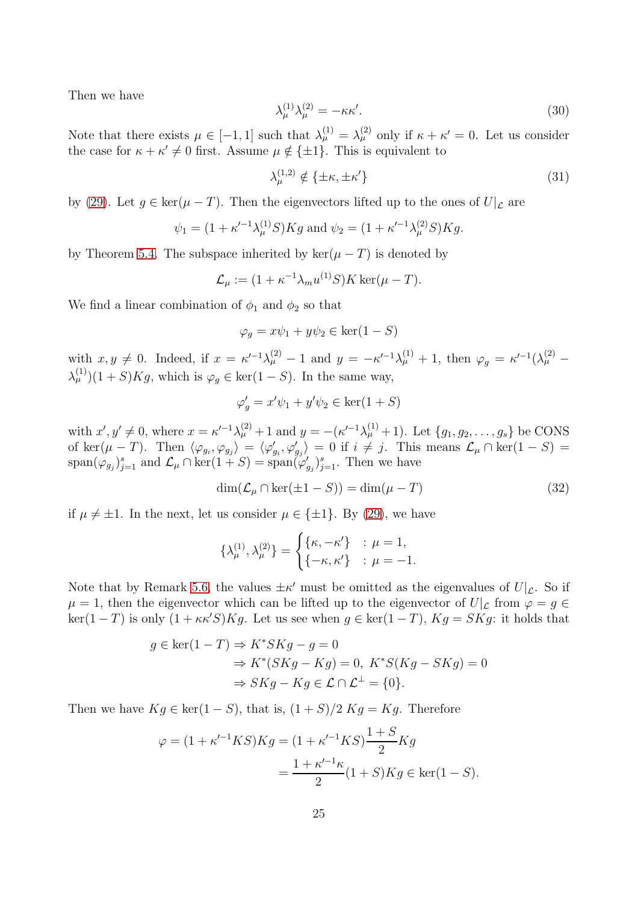Then we have

$$\lambda_\mu^{(1)}\lambda_\mu^{(2)} = -\kappa\kappa'. \tag{30}$$

Note that there exists $\mu \in [-1,1]$ such that $\lambda_\mu^{(1)} = \lambda_\mu^{(2)}$ only if $\kappa + \kappa' = 0$. Let us consider the case for $\kappa + \kappa' \neq 0$ first. Assume $\mu \notin \{\pm 1\}$. This is equivalent to

$$\lambda_\mu^{(1,2)} \notin \{\pm\kappa, \pm\kappa'\} \tag{31}$$

by (29). Let $g \in \ker(\mu - T)$. Then the eigenvectors lifted up to the ones of $U|_{\mathcal{L}}$ are

$$\psi_1 = (1 + \kappa'^{-1}\lambda_\mu^{(1)} S)Kg \text{ and } \psi_2 = (1 + \kappa'^{-1}\lambda_\mu^{(2)} S)Kg.$$

by Theorem 5.4. The subspace inherited by $\ker(\mu - T)$ is denoted by

$$\mathcal{L}_\mu := (1 + \kappa^{-1}\lambda_m u^{(1)} S)K \ker(\mu - T).$$

We find a linear combination of $\phi_1$ and $\phi_2$ so that

$$\varphi_g = x\psi_1 + y\psi_2 \in \ker(1 - S)$$

with $x, y \neq 0$. Indeed, if $x = \kappa'^{-1}\lambda_\mu^{(2)} - 1$ and $y = -\kappa'^{-1}\lambda_\mu^{(1)} + 1$, then $\varphi_g = \kappa'^{-1}(\lambda_\mu^{(2)} - \lambda_\mu^{(1)})(1 + S)Kg$, which is $\varphi_g \in \ker(1 - S)$. In the same way,

$$\varphi'_g = x'\psi_1 + y'\psi_2 \in \ker(1 + S)$$

with $x', y' \neq 0$, where $x = \kappa'^{-1}\lambda_\mu^{(2)} + 1$ and $y = -(\kappa'^{-1}\lambda_\mu^{(1)} + 1)$. Let $\{g_1, g_2, \dots, g_s\}$ be CONS of $\ker(\mu - T)$. Then $\langle \varphi_{g_i}, \varphi_{g_j} \rangle = \langle \varphi'_{g_i}, \varphi'_{g_j} \rangle = 0$ if $i \neq j$. This means $\mathcal{L}_\mu \cap \ker(1 - S) = \mathrm{span}(\varphi_{g_j})_{j=1}^s$ and $\mathcal{L}_\mu \cap \ker(1 + S) = \mathrm{span}(\varphi'_{g_j})_{j=1}^s$. Then we have

$$\dim(\mathcal{L}_\mu \cap \ker(\pm 1 - S)) = \dim(\mu - T) \tag{32}$$

if $\mu \neq \pm 1$. In the next, let us consider $\mu \in \{\pm 1\}$. By (29), we have

$$\{\lambda_\mu^{(1)}, \lambda_\mu^{(2)}\} = \begin{cases} \{\kappa, -\kappa'\} & : \mu = 1, \\ \{-\kappa, \kappa'\} & : \mu = -1. \end{cases}$$

Note that by Remark 5.6, the values $\pm\kappa'$ must be omitted as the eigenvalues of $U|_{\mathcal{L}}$. So if $\mu = 1$, then the eigenvector which can be lifted up to the eigenvector of $U|_{\mathcal{L}}$ from $\varphi = g \in \ker(1 - T)$ is only $(1 + \kappa\kappa' S)Kg$. Let us see when $g \in \ker(1 - T)$, $Kg = SKg$: it holds that

$$\begin{aligned} g \in \ker(1 - T) &\Rightarrow K^* SKg - g = 0 \\ &\Rightarrow K^*(SKg - Kg) = 0,\ K^* S(Kg - SKg) = 0 \\ &\Rightarrow SKg - Kg \in \mathcal{L} \cap \mathcal{L}^\perp = \{0\}. \end{aligned}$$

Then we have $Kg \in \ker(1 - S)$, that is, $(1 + S)/2\ Kg = Kg$. Therefore

$$\begin{aligned} \varphi = (1 + \kappa'^{-1}KS)Kg &= (1 + \kappa'^{-1}KS)\frac{1 + S}{2}Kg \\ &= \frac{1 + \kappa'^{-1}\kappa}{2}(1 + S)Kg \in \ker(1 - S). \end{aligned}$$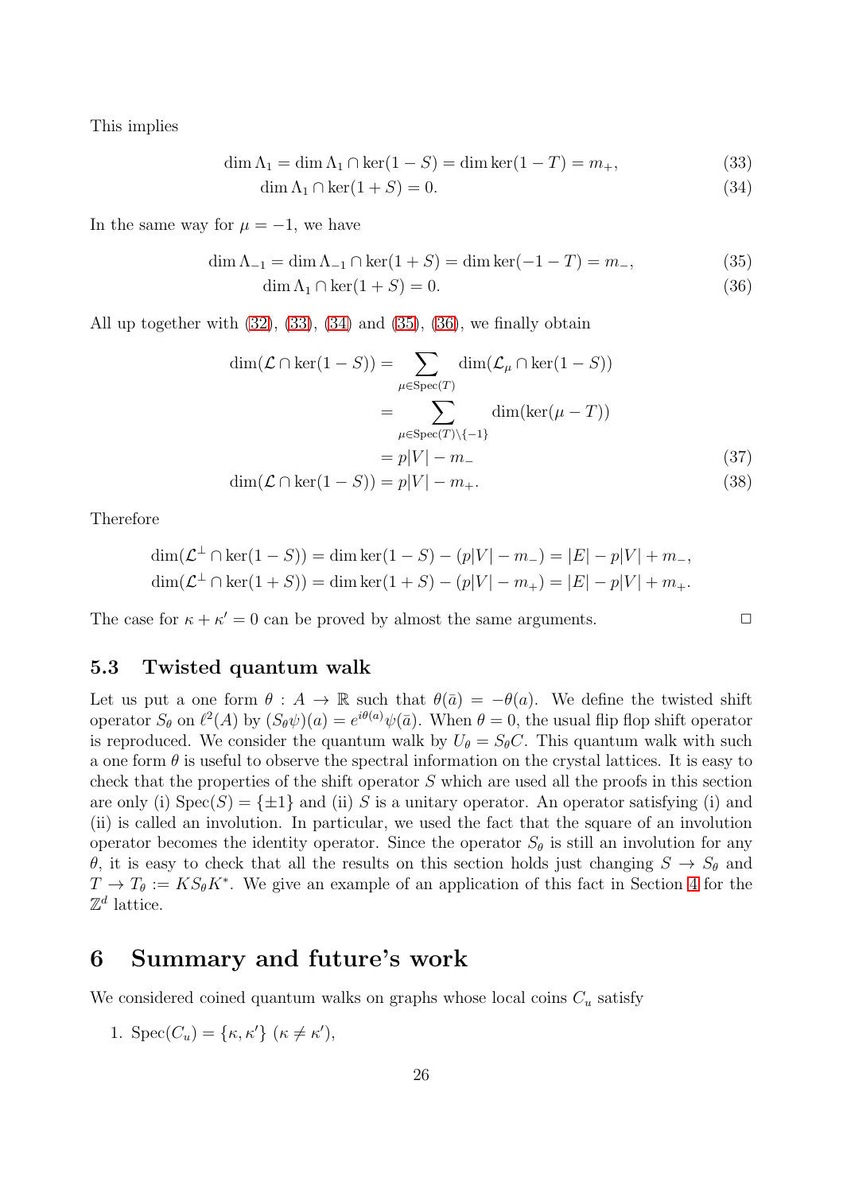This implies

$$\dim \Lambda_1 = \dim \Lambda_1 \cap \ker(1-S) = \dim \ker(1-T) = m_+, \tag{33}$$

$$\dim \Lambda_1 \cap \ker(1+S) = 0. \tag{34}$$

In the same way for $\mu = -1$, we have

$$\dim \Lambda_{-1} = \dim \Lambda_{-1} \cap \ker(1+S) = \dim \ker(-1-T) = m_-, \tag{35}$$

$$\dim \Lambda_1 \cap \ker(1+S) = 0. \tag{36}$$

All up together with (32), (33), (34) and (35), (36), we finally obtain

$$\begin{aligned}
\dim(\mathcal{L} \cap \ker(1-S)) &= \sum_{\mu \in \mathrm{Spec}(T)} \dim(\mathcal{L}_\mu \cap \ker(1-S)) \\
&= \sum_{\mu \in \mathrm{Spec}(T) \setminus \{-1\}} \dim(\ker(\mu - T)) \\
&= p|V| - m_- 
\end{aligned} \tag{37}$$

$$\dim(\mathcal{L} \cap \ker(1-S)) = p|V| - m_+. \tag{38}$$

Therefore

$$\dim(\mathcal{L}^\perp \cap \ker(1-S)) = \dim \ker(1-S) - (p|V| - m_-) = |E| - p|V| + m_-,$$

$$\dim(\mathcal{L}^\perp \cap \ker(1+S)) = \dim \ker(1+S) - (p|V| - m_+) = |E| - p|V| + m_+.$$

The case for $\kappa + \kappa' = 0$ can be proved by almost the same arguments. $\square$

### 5.3 Twisted quantum walk

Let us put a one form $\theta : A \to \mathbb{R}$ such that $\theta(\bar{a}) = -\theta(a)$. We define the twisted shift operator $S_\theta$ on $\ell^2(A)$ by $(S_\theta \psi)(a) = e^{i\theta(a)}\psi(\bar{a})$. When $\theta = 0$, the usual flip flop shift operator is reproduced. We consider the quantum walk by $U_\theta = S_\theta C$. This quantum walk with such a one form $\theta$ is useful to observe the spectral information on the crystal lattices. It is easy to check that the properties of the shift operator $S$ which are used all the proofs in this section are only (i) $\mathrm{Spec}(S) = \{\pm 1\}$ and (ii) $S$ is a unitary operator. An operator satisfying (i) and (ii) is called an involution. In particular, we used the fact that the square of an involution operator becomes the identity operator. Since the operator $S_\theta$ is still an involution for any $\theta$, it is easy to check that all the results on this section holds just changing $S \to S_\theta$ and $T \to T_\theta := KS_\theta K^*$. We give an example of an application of this fact in Section 4 for the $\mathbb{Z}^d$ lattice.

## 6 Summary and future's work

We considered coined quantum walks on graphs whose local coins $C_u$ satisfy

1. $\mathrm{Spec}(C_u) = \{\kappa, \kappa'\}$ $(\kappa \neq \kappa')$,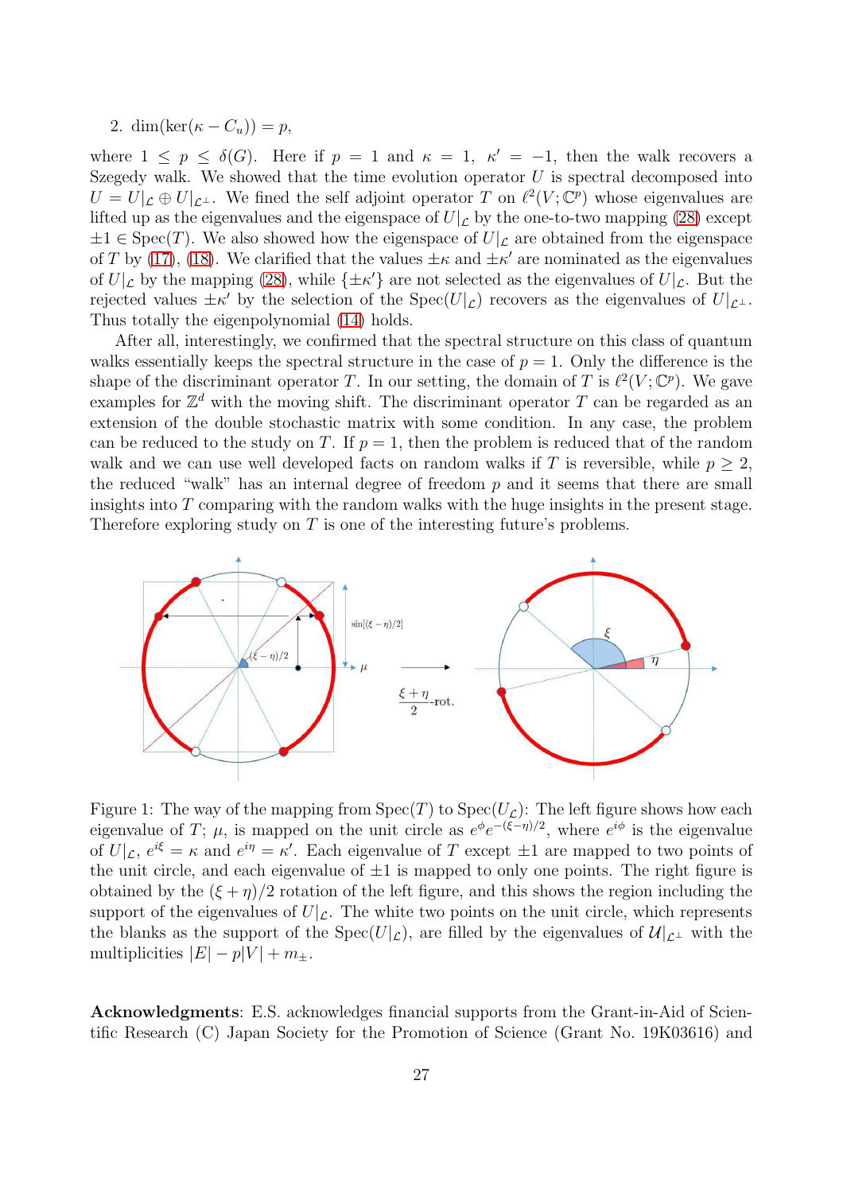2. $\dim(\ker(\kappa - C_u)) = p$,

where $1 \leq p \leq \delta(G)$. Here if $p = 1$ and $\kappa = 1$, $\kappa' = -1$, then the walk recovers a Szegedy walk. We showed that the time evolution operator $U$ is spectral decomposed into $U = U|_{\mathcal{L}} \oplus U|_{\mathcal{L}^\perp}$. We fined the self adjoint operator $T$ on $\ell^2(V;\mathbb{C}^p)$ whose eigenvalues are lifted up as the eigenvalues and the eigenspace of $U|_{\mathcal{L}}$ by the one-to-two mapping (28) except $\pm 1 \in \mathrm{Spec}(T)$. We also showed how the eigenspace of $U|_{\mathcal{L}}$ are obtained from the eigenspace of $T$ by (17), (18). We clarified that the values $\pm\kappa$ and $\pm\kappa'$ are nominated as the eigenvalues of $U|_{\mathcal{L}}$ by the mapping (28), while $\{\pm\kappa'\}$ are not selected as the eigenvalues of $U|_{\mathcal{L}}$. But the rejected values $\pm\kappa'$ by the selection of the $\mathrm{Spec}(U|_{\mathcal{L}})$ recovers as the eigenvalues of $U|_{\mathcal{L}^\perp}$. Thus totally the eigenpolynomial (14) holds.

After all, interestingly, we confirmed that the spectral structure on this class of quantum walks essentially keeps the spectral structure in the case of $p = 1$. Only the difference is the shape of the discriminant operator $T$. In our setting, the domain of $T$ is $\ell^2(V;\mathbb{C}^p)$. We gave examples for $\mathbb{Z}^d$ with the moving shift. The discriminant operator $T$ can be regarded as an extension of the double stochastic matrix with some condition. In any case, the problem can be reduced to the study on $T$. If $p = 1$, then the problem is reduced that of the random walk and we can use well developed facts on random walks if $T$ is reversible, while $p \geq 2$, the reduced "walk" has an internal degree of freedom $p$ and it seems that there are small insights into $T$ comparing with the random walks with the huge insights in the present stage. Therefore exploring study on $T$ is one of the interesting future's problems.

Figure 1: The way of the mapping from $\mathrm{Spec}(T)$ to $\mathrm{Spec}(U_{\mathcal{L}})$: The left figure shows how each eigenvalue of $T$; $\mu$, is mapped on the unit circle as $e^{\phi}e^{-(\xi-\eta)/2}$, where $e^{i\phi}$ is the eigenvalue of $U|_{\mathcal{L}}$, $e^{i\xi} = \kappa$ and $e^{i\eta} = \kappa'$. Each eigenvalue of $T$ except $\pm 1$ are mapped to two points of the unit circle, and each eigenvalue of $\pm 1$ is mapped to only one points. The right figure is obtained by the $(\xi + \eta)/2$ rotation of the left figure, and this shows the region including the support of the eigenvalues of $U|_{\mathcal{L}}$. The white two points on the unit circle, which represents the blanks as the support of the $\mathrm{Spec}(U|_{\mathcal{L}})$, are filled by the eigenvalues of $\mathcal{U}|_{\mathcal{L}^\perp}$ with the multiplicities $|E| - p|V| + m_\pm$.

**Acknowledgments**: E.S. acknowledges financial supports from the Grant-in-Aid of Scientific Research (C) Japan Society for the Promotion of Science (Grant No. 19K03616) and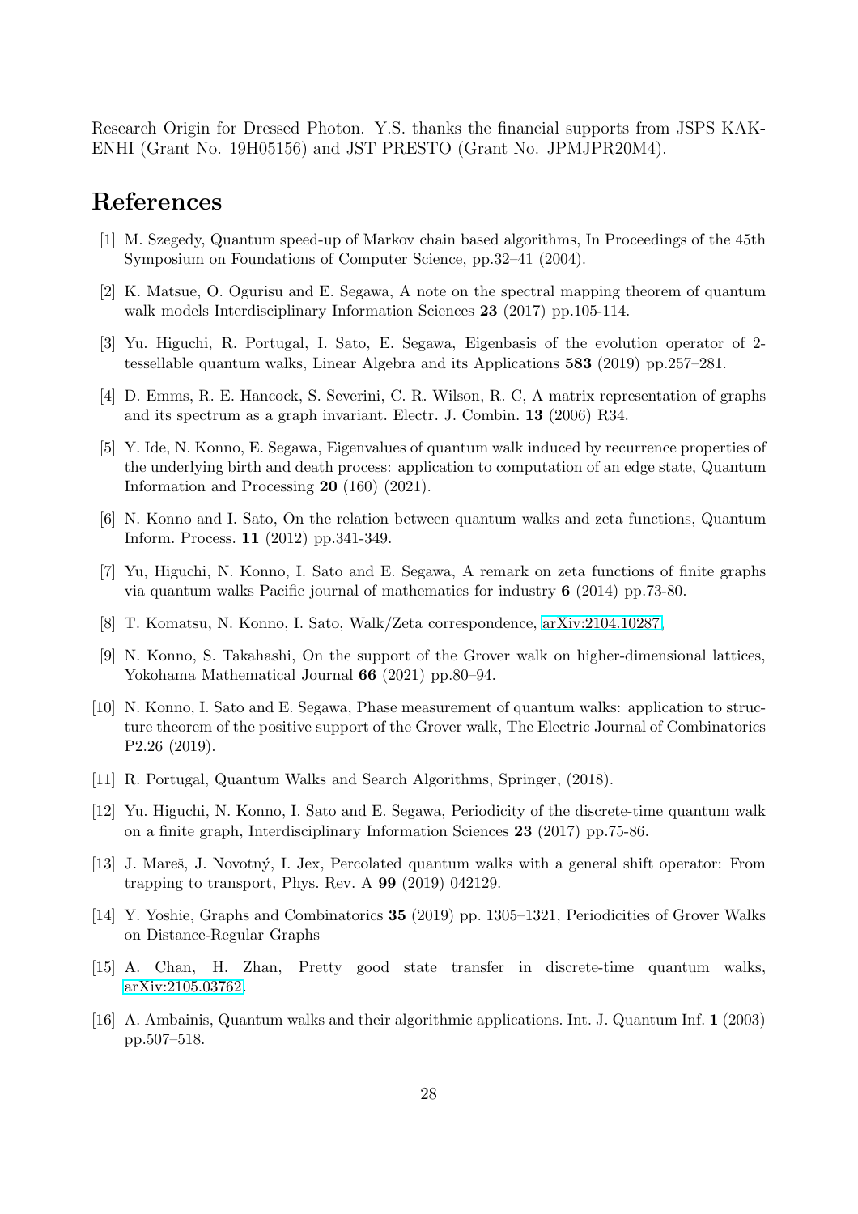Research Origin for Dressed Photon. Y.S. thanks the financial supports from JSPS KAKENHI (Grant No. 19H05156) and JST PRESTO (Grant No. JPMJPR20M4).

# References

[1] M. Szegedy, Quantum speed-up of Markov chain based algorithms, In Proceedings of the 45th Symposium on Foundations of Computer Science, pp.32–41 (2004).

[2] K. Matsue, O. Ogurisu and E. Segawa, A note on the spectral mapping theorem of quantum walk models Interdisciplinary Information Sciences **23** (2017) pp.105-114.

[3] Yu. Higuchi, R. Portugal, I. Sato, E. Segawa, Eigenbasis of the evolution operator of 2-tessellable quantum walks, Linear Algebra and its Applications **583** (2019) pp.257–281.

[4] D. Emms, R. E. Hancock, S. Severini, C. R. Wilson, R. C, A matrix representation of graphs and its spectrum as a graph invariant. Electr. J. Combin. **13** (2006) R34.

[5] Y. Ide, N. Konno, E. Segawa, Eigenvalues of quantum walk induced by recurrence properties of the underlying birth and death process: application to computation of an edge state, Quantum Information and Processing **20** (160) (2021).

[6] N. Konno and I. Sato, On the relation between quantum walks and zeta functions, Quantum Inform. Process. **11** (2012) pp.341-349.

[7] Yu, Higuchi, N. Konno, I. Sato and E. Segawa, A remark on zeta functions of finite graphs via quantum walks Pacific journal of mathematics for industry **6** (2014) pp.73-80.

[8] T. Komatsu, N. Konno, I. Sato, Walk/Zeta correspondence, arXiv:2104.10287.

[9] N. Konno, S. Takahashi, On the support of the Grover walk on higher-dimensional lattices, Yokohama Mathematical Journal **66** (2021) pp.80–94.

[10] N. Konno, I. Sato and E. Segawa, Phase measurement of quantum walks: application to structure theorem of the positive support of the Grover walk, The Electric Journal of Combinatorics P2.26 (2019).

[11] R. Portugal, Quantum Walks and Search Algorithms, Springer, (2018).

[12] Yu. Higuchi, N. Konno, I. Sato and E. Segawa, Periodicity of the discrete-time quantum walk on a finite graph, Interdisciplinary Information Sciences **23** (2017) pp.75-86.

[13] J. Mareš, J. Novotný, I. Jex, Percolated quantum walks with a general shift operator: From trapping to transport, Phys. Rev. A **99** (2019) 042129.

[14] Y. Yoshie, Graphs and Combinatorics **35** (2019) pp. 1305–1321, Periodicities of Grover Walks on Distance-Regular Graphs

[15] A. Chan, H. Zhan, Pretty good state transfer in discrete-time quantum walks, arXiv:2105.03762.

[16] A. Ambainis, Quantum walks and their algorithmic applications. Int. J. Quantum Inf. **1** (2003) pp.507–518.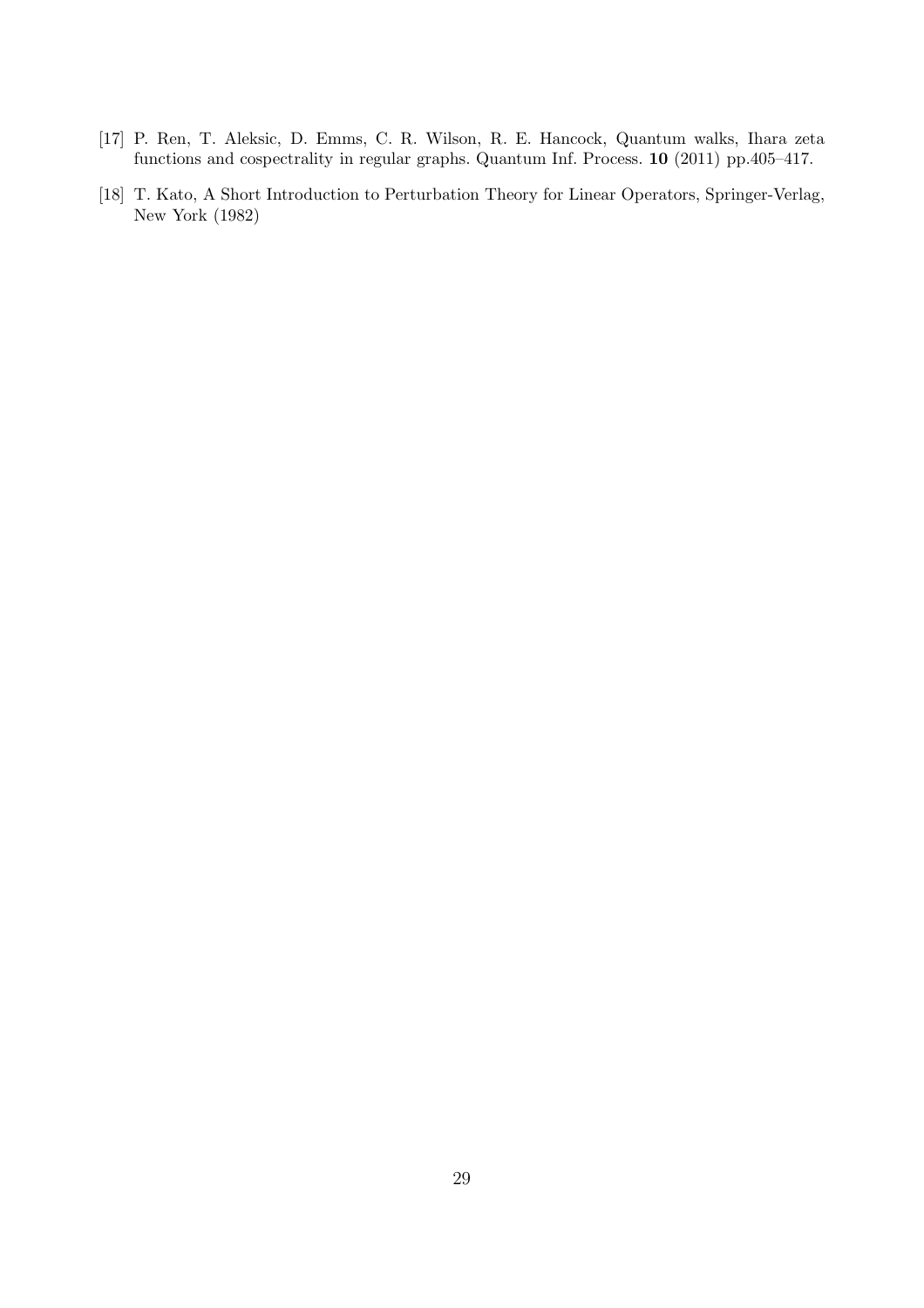[17] P. Ren, T. Aleksic, D. Emms, C. R. Wilson, R. E. Hancock, Quantum walks, Ihara zeta functions and cospectrality in regular graphs. Quantum Inf. Process. **10** (2011) pp.405–417.

[18] T. Kato, A Short Introduction to Perturbation Theory for Linear Operators, Springer-Verlag, New York (1982)